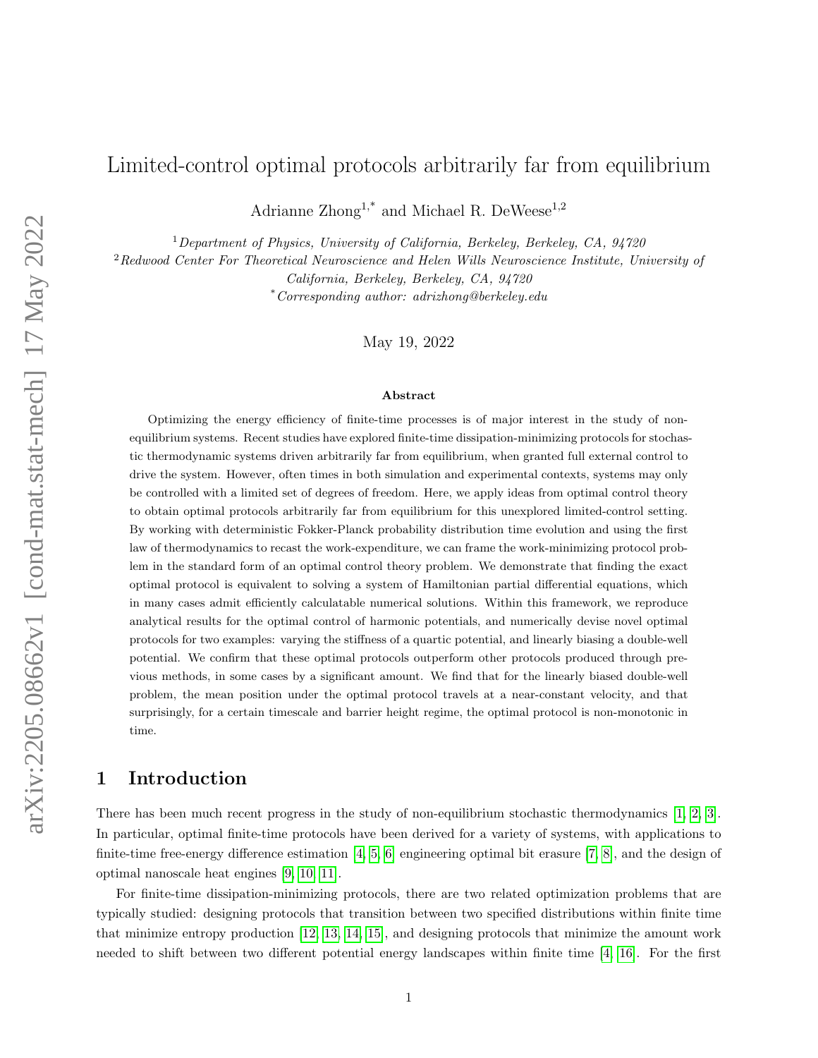# Limited-control optimal protocols arbitrarily far from equilibrium

Adrianne Zhong[1,*] and Michael R. DeWeese[1,2]

[1] *Department of Physics, University of California, Berkeley, Berkeley, CA, 94720*
[2] *Redwood Center For Theoretical Neuroscience and Helen Wills Neuroscience Institute, University of California, Berkeley, Berkeley, CA, 94720*
[*] *Corresponding author: adrizhong@berkeley.edu*

May 19, 2022

### Abstract

Optimizing the energy efficiency of finite-time processes is of major interest in the study of non-equilibrium systems. Recent studies have explored finite-time dissipation-minimizing protocols for stochastic thermodynamic systems driven arbitrarily far from equilibrium, when granted full external control to drive the system. However, often times in both simulation and experimental contexts, systems may only be controlled with a limited set of degrees of freedom. Here, we apply ideas from optimal control theory to obtain optimal protocols arbitrarily far from equilibrium for this unexplored limited-control setting. By working with deterministic Fokker-Planck probability distribution time evolution and using the first law of thermodynamics to recast the work-expenditure, we can frame the work-minimizing protocol problem in the standard form of an optimal control theory problem. We demonstrate that finding the exact optimal protocol is equivalent to solving a system of Hamiltonian partial differential equations, which in many cases admit efficiently calculatable numerical solutions. Within this framework, we reproduce analytical results for the optimal control of harmonic potentials, and numerically devise novel optimal protocols for two examples: varying the stiffness of a quartic potential, and linearly biasing a double-well potential. We confirm that these optimal protocols outperform other protocols produced through previous methods, in some cases by a significant amount. We find that for the linearly biased double-well problem, the mean position under the optimal protocol travels at a near-constant velocity, and that surprisingly, for a certain timescale and barrier height regime, the optimal protocol is non-monotonic in time.

## 1 Introduction

There has been much recent progress in the study of non-equilibrium stochastic thermodynamics [1, 2, 3]. In particular, optimal finite-time protocols have been derived for a variety of systems, with applications to finite-time free-energy difference estimation [4, 5, 6] engineering optimal bit erasure [7, 8], and the design of optimal nanoscale heat engines [9, 10, 11].

For finite-time dissipation-minimizing protocols, there are two related optimization problems that are typically studied: designing protocols that transition between two specified distributions within finite time that minimize entropy production [12, 13, 14, 15], and designing protocols that minimize the amount work needed to shift between two different potential energy landscapes within finite time [4, 16]. For the first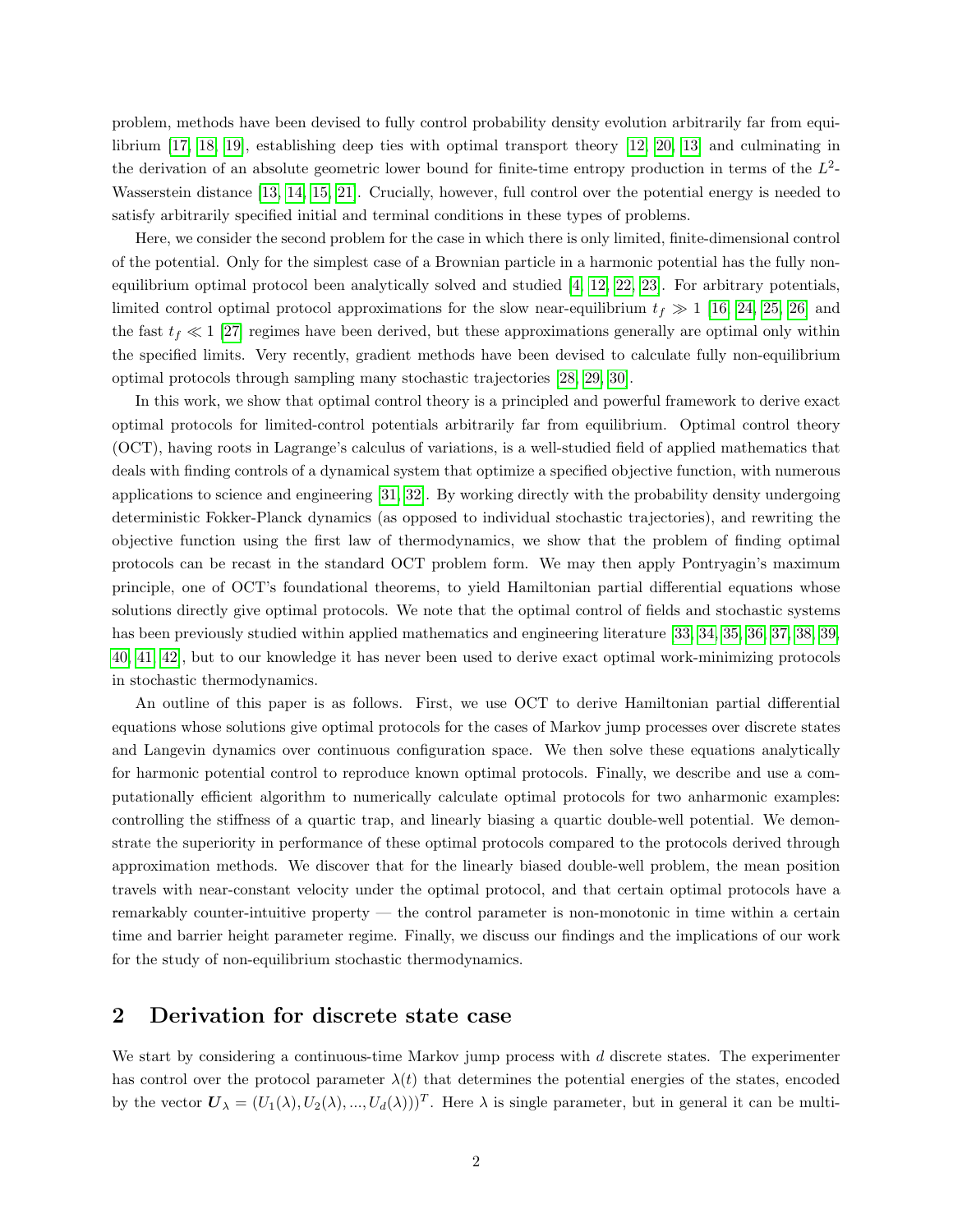problem, methods have been devised to fully control probability density evolution arbitrarily far from equilibrium [17, 18, 19], establishing deep ties with optimal transport theory [12, 20, 13] and culminating in the derivation of an absolute geometric lower bound for finite-time entropy production in terms of the $L^2$-Wasserstein distance [13, 14, 15, 21]. Crucially, however, full control over the potential energy is needed to satisfy arbitrarily specified initial and terminal conditions in these types of problems.

Here, we consider the second problem for the case in which there is only limited, finite-dimensional control of the potential. Only for the simplest case of a Brownian particle in a harmonic potential has the fully non-equilibrium optimal protocol been analytically solved and studied [4, 12, 22, 23]. For arbitrary potentials, limited control optimal protocol approximations for the slow near-equilibrium $t_f \gg 1$ [16, 24, 25, 26] and the fast $t_f \ll 1$ [27] regimes have been derived, but these approximations generally are optimal only within the specified limits. Very recently, gradient methods have been devised to calculate fully non-equilibrium optimal protocols through sampling many stochastic trajectories [28, 29, 30].

In this work, we show that optimal control theory is a principled and powerful framework to derive exact optimal protocols for limited-control potentials arbitrarily far from equilibrium. Optimal control theory (OCT), having roots in Lagrange's calculus of variations, is a well-studied field of applied mathematics that deals with finding controls of a dynamical system that optimize a specified objective function, with numerous applications to science and engineering [31, 32]. By working directly with the probability density undergoing deterministic Fokker-Planck dynamics (as opposed to individual stochastic trajectories), and rewriting the objective function using the first law of thermodynamics, we show that the problem of finding optimal protocols can be recast in the standard OCT problem form. We may then apply Pontryagin's maximum principle, one of OCT's foundational theorems, to yield Hamiltonian partial differential equations whose solutions directly give optimal protocols. We note that the optimal control of fields and stochastic systems has been previously studied within applied mathematics and engineering literature [33, 34, 35, 36, 37, 38, 39, 40, 41, 42], but to our knowledge it has never been used to derive exact optimal work-minimizing protocols in stochastic thermodynamics.

An outline of this paper is as follows. First, we use OCT to derive Hamiltonian partial differential equations whose solutions give optimal protocols for the cases of Markov jump processes over discrete states and Langevin dynamics over continuous configuration space. We then solve these equations analytically for harmonic potential control to reproduce known optimal protocols. Finally, we describe and use a computationally efficient algorithm to numerically calculate optimal protocols for two anharmonic examples: controlling the stiffness of a quartic trap, and linearly biasing a quartic double-well potential. We demonstrate the superiority in performance of these optimal protocols compared to the protocols derived through approximation methods. We discover that for the linearly biased double-well problem, the mean position travels with near-constant velocity under the optimal protocol, and that certain optimal protocols have a remarkably counter-intuitive property — the control parameter is non-monotonic in time within a certain time and barrier height parameter regime. Finally, we discuss our findings and the implications of our work for the study of non-equilibrium stochastic thermodynamics.

## 2 Derivation for discrete state case

We start by considering a continuous-time Markov jump process with $d$ discrete states. The experimenter has control over the protocol parameter $\lambda(t)$ that determines the potential energies of the states, encoded by the vector $\boldsymbol{U}_\lambda = (U_1(\lambda), U_2(\lambda), ..., U_d(\lambda))^T$. Here $\lambda$ is single parameter, but in general it can be multi-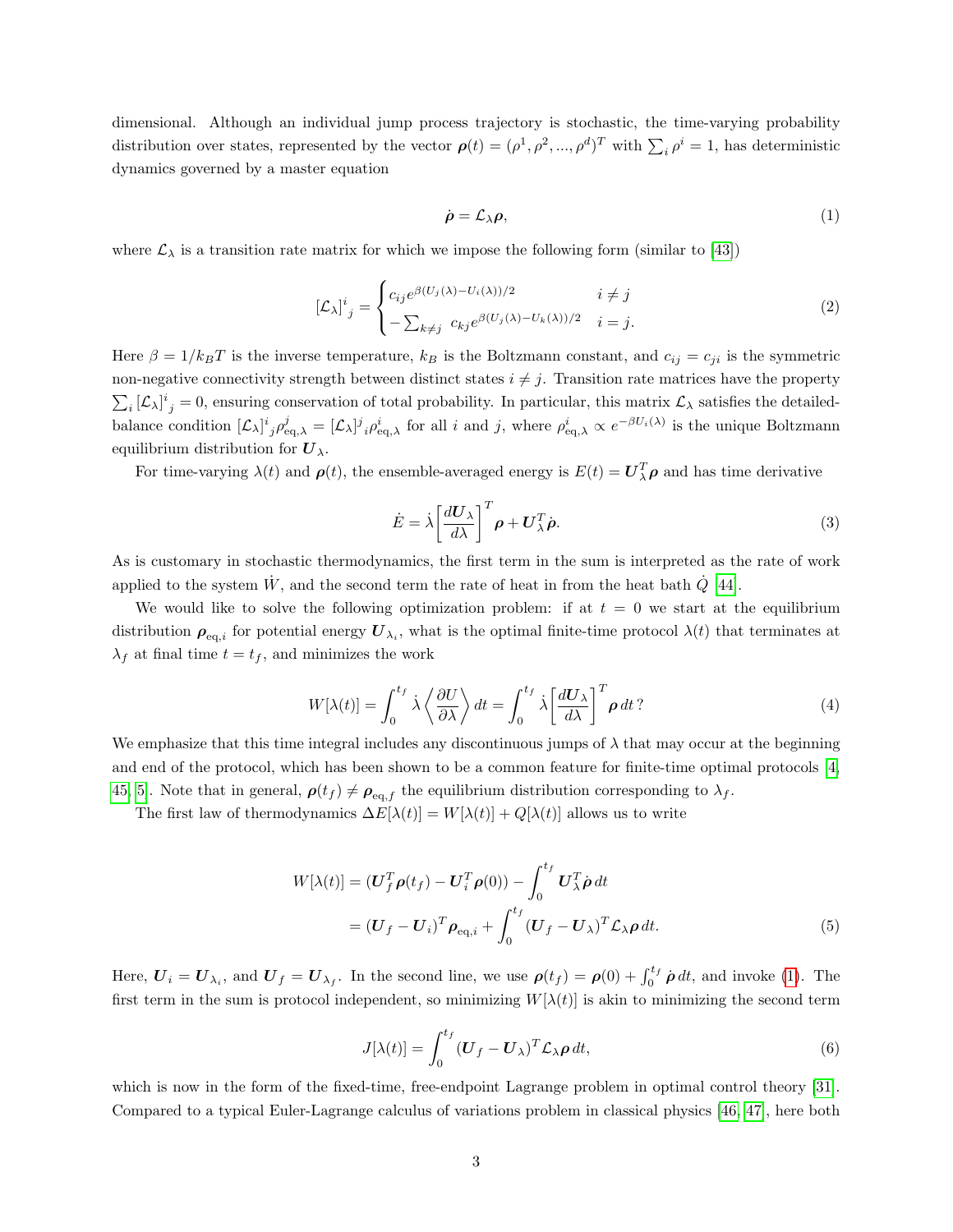dimensional. Although an individual jump process trajectory is stochastic, the time-varying probability distribution over states, represented by the vector $\boldsymbol{\rho}(t) = (\rho^1, \rho^2, ..., \rho^d)^T$ with $\sum_i \rho^i = 1$, has deterministic dynamics governed by a master equation

$$\dot{\boldsymbol{\rho}} = \mathcal{L}_\lambda \boldsymbol{\rho}, \tag{1}$$

where $\mathcal{L}_\lambda$ is a transition rate matrix for which we impose the following form (similar to [43])

$$[\mathcal{L}_\lambda]^i{}_j = \begin{cases} c_{ij} e^{\beta(U_j(\lambda) - U_i(\lambda))/2} & i \neq j \\ -\sum_{k\neq j} c_{kj} e^{\beta(U_j(\lambda) - U_k(\lambda))/2} & i = j. \end{cases} \tag{2}$$

Here $\beta = 1/k_B T$ is the inverse temperature, $k_B$ is the Boltzmann constant, and $c_{ij} = c_{ji}$ is the symmetric non-negative connectivity strength between distinct states $i \neq j$. Transition rate matrices have the property $\sum_i [\mathcal{L}_\lambda]^i{}_j = 0$, ensuring conservation of total probability. In particular, this matrix $\mathcal{L}_\lambda$ satisfies the detailed-balance condition $[\mathcal{L}_\lambda]^i{}_j \rho^j_{\mathrm{eq},\lambda} = [\mathcal{L}_\lambda]^j{}_i \rho^i_{\mathrm{eq},\lambda}$ for all $i$ and $j$, where $\rho^i_{\mathrm{eq},\lambda} \propto e^{-\beta U_i(\lambda)}$ is the unique Boltzmann equilibrium distribution for $\boldsymbol{U}_\lambda$.

For time-varying $\lambda(t)$ and $\boldsymbol{\rho}(t)$, the ensemble-averaged energy is $E(t) = \boldsymbol{U}_\lambda^T \boldsymbol{\rho}$ and has time derivative

$$\dot{E} = \dot{\lambda} \left[\frac{d\boldsymbol{U}_\lambda}{d\lambda}\right]^T \boldsymbol{\rho} + \boldsymbol{U}_\lambda^T \dot{\boldsymbol{\rho}}. \tag{3}$$

As is customary in stochastic thermodynamics, the first term in the sum is interpreted as the rate of work applied to the system $\dot{W}$, and the second term the rate of heat in from the heat bath $\dot{Q}$ [44].

We would like to solve the following optimization problem: if at $t = 0$ we start at the equilibrium distribution $\boldsymbol{\rho}_{\mathrm{eq},i}$ for potential energy $\boldsymbol{U}_{\lambda_i}$, what is the optimal finite-time protocol $\lambda(t)$ that terminates at $\lambda_f$ at final time $t = t_f$, and minimizes the work

$$W[\lambda(t)] = \int_0^{t_f} \dot{\lambda} \left\langle \frac{\partial U}{\partial \lambda} \right\rangle dt = \int_0^{t_f} \dot{\lambda} \left[\frac{d\boldsymbol{U}_\lambda}{d\lambda}\right]^T \boldsymbol{\rho}\, dt\,? \tag{4}$$

We emphasize that this time integral includes any discontinuous jumps of $\lambda$ that may occur at the beginning and end of the protocol, which has been shown to be a common feature for finite-time optimal protocols [4, 45, 5]. Note that in general, $\boldsymbol{\rho}(t_f) \neq \boldsymbol{\rho}_{\mathrm{eq},f}$ the equilibrium distribution corresponding to $\lambda_f$.

The first law of thermodynamics $\Delta E[\lambda(t)] = W[\lambda(t)] + Q[\lambda(t)]$ allows us to write

$$\begin{aligned} W[\lambda(t)] &= (\boldsymbol{U}_f^T \boldsymbol{\rho}(t_f) - \boldsymbol{U}_i^T \boldsymbol{\rho}(0)) - \int_0^{t_f} \boldsymbol{U}_\lambda^T \dot{\boldsymbol{\rho}}\, dt \\ &= (\boldsymbol{U}_f - \boldsymbol{U}_i)^T \boldsymbol{\rho}_{\mathrm{eq},i} + \int_0^{t_f} (\boldsymbol{U}_f - \boldsymbol{U}_\lambda)^T \mathcal{L}_\lambda \boldsymbol{\rho}\, dt. \end{aligned} \tag{5}$$

Here, $\boldsymbol{U}_i = \boldsymbol{U}_{\lambda_i}$, and $\boldsymbol{U}_f = \boldsymbol{U}_{\lambda_f}$. In the second line, we use $\boldsymbol{\rho}(t_f) = \boldsymbol{\rho}(0) + \int_0^{t_f} \dot{\boldsymbol{\rho}}\, dt$, and invoke (1). The first term in the sum is protocol independent, so minimizing $W[\lambda(t)]$ is akin to minimizing the second term

$$J[\lambda(t)] = \int_0^{t_f} (\boldsymbol{U}_f - \boldsymbol{U}_\lambda)^T \mathcal{L}_\lambda \boldsymbol{\rho}\, dt, \tag{6}$$

which is now in the form of the fixed-time, free-endpoint Lagrange problem in optimal control theory [31]. Compared to a typical Euler-Lagrange calculus of variations problem in classical physics [46, 47], here both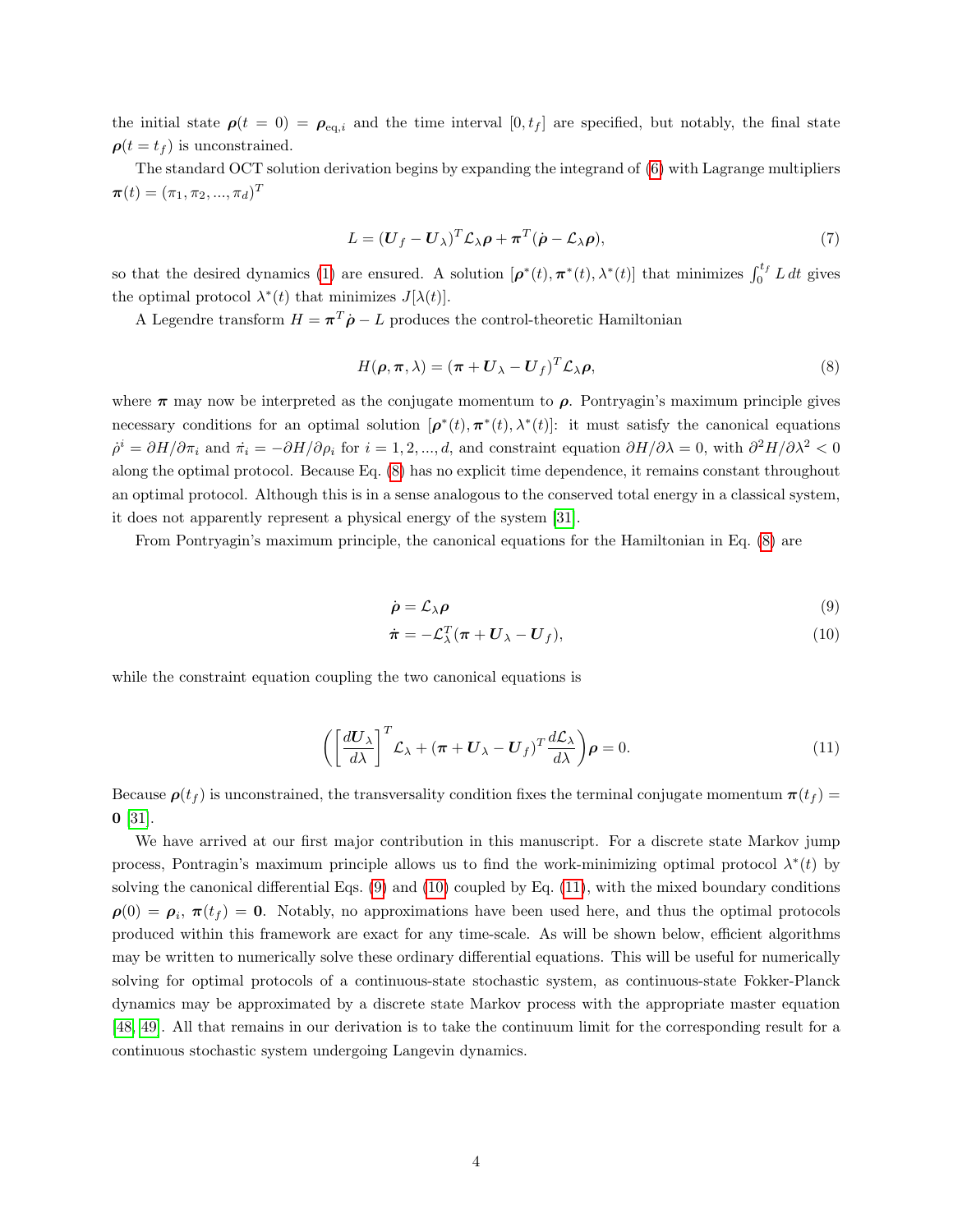the initial state $\boldsymbol{\rho}(t=0) = \boldsymbol{\rho}_{\text{eq},i}$ and the time interval $[0, t_f]$ are specified, but notably, the final state $\boldsymbol{\rho}(t = t_f)$ is unconstrained.

The standard OCT solution derivation begins by expanding the integrand of (6) with Lagrange multipliers $\boldsymbol{\pi}(t) = (\pi_1, \pi_2, ..., \pi_d)^T$

$$L = (\boldsymbol{U}_f - \boldsymbol{U}_\lambda)^T \mathcal{L}_\lambda \boldsymbol{\rho} + \boldsymbol{\pi}^T(\dot{\boldsymbol{\rho}} - \mathcal{L}_\lambda \boldsymbol{\rho}), \tag{7}$$

so that the desired dynamics (1) are ensured. A solution $[\boldsymbol{\rho}^*(t), \boldsymbol{\pi}^*(t), \lambda^*(t)]$ that minimizes $\int_0^{t_f} L\, dt$ gives the optimal protocol $\lambda^*(t)$ that minimizes $J[\lambda(t)]$.

A Legendre transform $H = \boldsymbol{\pi}^T \dot{\boldsymbol{\rho}} - L$ produces the control-theoretic Hamiltonian

$$H(\boldsymbol{\rho}, \boldsymbol{\pi}, \lambda) = (\boldsymbol{\pi} + \boldsymbol{U}_\lambda - \boldsymbol{U}_f)^T \mathcal{L}_\lambda \boldsymbol{\rho}, \tag{8}$$

where $\boldsymbol{\pi}$ may now be interpreted as the conjugate momentum to $\boldsymbol{\rho}$. Pontryagin's maximum principle gives necessary conditions for an optimal solution $[\boldsymbol{\rho}^*(t), \boldsymbol{\pi}^*(t), \lambda^*(t)]$: it must satisfy the canonical equations $\dot{\rho}^i = \partial H/\partial \pi_i$ and $\dot{\pi}_i = -\partial H/\partial \rho_i$ for $i = 1, 2, ..., d$, and constraint equation $\partial H/\partial \lambda = 0$, with $\partial^2 H/\partial \lambda^2 < 0$ along the optimal protocol. Because Eq. (8) has no explicit time dependence, it remains constant throughout an optimal protocol. Although this is in a sense analogous to the conserved total energy in a classical system, it does not apparently represent a physical energy of the system [31].

From Pontryagin's maximum principle, the canonical equations for the Hamiltonian in Eq. (8) are

$$\dot{\boldsymbol{\rho}} = \mathcal{L}_\lambda \boldsymbol{\rho} \tag{9}$$

$$\dot{\boldsymbol{\pi}} = -\mathcal{L}_\lambda^T (\boldsymbol{\pi} + \boldsymbol{U}_\lambda - \boldsymbol{U}_f), \tag{10}$$

while the constraint equation coupling the two canonical equations is

$$\left( \left[ \frac{d\boldsymbol{U}_\lambda}{d\lambda} \right]^T \mathcal{L}_\lambda + (\boldsymbol{\pi} + \boldsymbol{U}_\lambda - \boldsymbol{U}_f)^T \frac{d\mathcal{L}_\lambda}{d\lambda} \right) \boldsymbol{\rho} = 0. \tag{11}$$

Because $\boldsymbol{\rho}(t_f)$ is unconstrained, the transversality condition fixes the terminal conjugate momentum $\boldsymbol{\pi}(t_f) = \boldsymbol{0}$ [31].

We have arrived at our first major contribution in this manuscript. For a discrete state Markov jump process, Pontragin's maximum principle allows us to find the work-minimizing optimal protocol $\lambda^*(t)$ by solving the canonical differential Eqs. (9) and (10) coupled by Eq. (11), with the mixed boundary conditions $\boldsymbol{\rho}(0) = \boldsymbol{\rho}_i$, $\boldsymbol{\pi}(t_f) = \boldsymbol{0}$. Notably, no approximations have been used here, and thus the optimal protocols produced within this framework are exact for any time-scale. As will be shown below, efficient algorithms may be written to numerically solve these ordinary differential equations. This will be useful for numerically solving for optimal protocols of a continuous-state stochastic system, as continuous-state Fokker-Planck dynamics may be approximated by a discrete state Markov process with the appropriate master equation [48, 49]. All that remains in our derivation is to take the continuum limit for the corresponding result for a continuous stochastic system undergoing Langevin dynamics.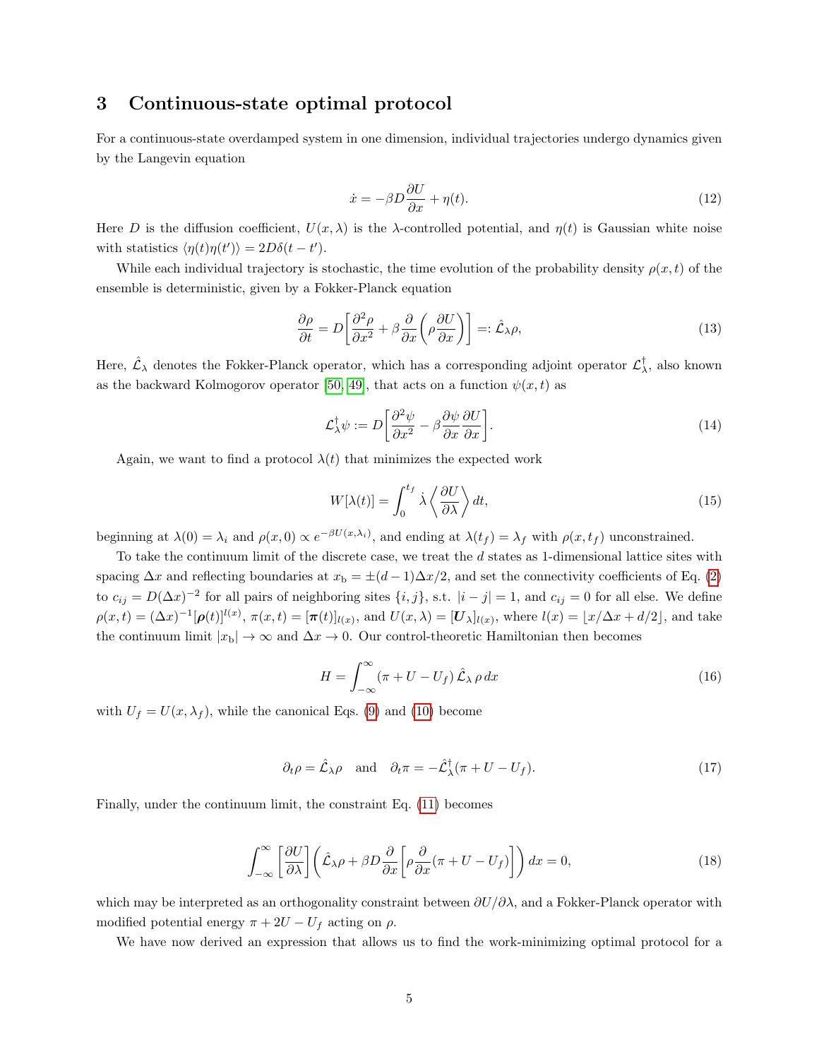## 3 Continuous-state optimal protocol

For a continuous-state overdamped system in one dimension, individual trajectories undergo dynamics given by the Langevin equation

$$\dot{x} = -\beta D \frac{\partial U}{\partial x} + \eta(t). \tag{12}$$

Here $D$ is the diffusion coefficient, $U(x, \lambda)$ is the $\lambda$-controlled potential, and $\eta(t)$ is Gaussian white noise with statistics $\langle \eta(t)\eta(t')\rangle = 2D\delta(t - t')$.

While each individual trajectory is stochastic, the time evolution of the probability density $\rho(x, t)$ of the ensemble is deterministic, given by a Fokker-Planck equation

$$\frac{\partial \rho}{\partial t} = D\left[\frac{\partial^2 \rho}{\partial x^2} + \beta \frac{\partial}{\partial x}\left(\rho \frac{\partial U}{\partial x}\right)\right] =: \hat{\mathcal{L}}_\lambda \rho, \tag{13}$$

Here, $\hat{\mathcal{L}}_\lambda$ denotes the Fokker-Planck operator, which has a corresponding adjoint operator $\mathcal{L}_\lambda^\dagger$, also known as the backward Kolmogorov operator [50, 49], that acts on a function $\psi(x, t)$ as

$$\mathcal{L}_\lambda^\dagger \psi := D\left[\frac{\partial^2 \psi}{\partial x^2} - \beta \frac{\partial \psi}{\partial x}\frac{\partial U}{\partial x}\right]. \tag{14}$$

Again, we want to find a protocol $\lambda(t)$ that minimizes the expected work

$$W[\lambda(t)] = \int_0^{t_f} \dot{\lambda} \left\langle \frac{\partial U}{\partial \lambda} \right\rangle dt, \tag{15}$$

beginning at $\lambda(0) = \lambda_i$ and $\rho(x, 0) \propto e^{-\beta U(x, \lambda_i)}$, and ending at $\lambda(t_f) = \lambda_f$ with $\rho(x, t_f)$ unconstrained.

To take the continuum limit of the discrete case, we treat the $d$ states as 1-dimensional lattice sites with spacing $\Delta x$ and reflecting boundaries at $x_\mathrm{b} = \pm(d-1)\Delta x/2$, and set the connectivity coefficients of Eq. (2) to $c_{ij} = D(\Delta x)^{-2}$ for all pairs of neighboring sites $\{i, j\}$, s.t. $|i - j| = 1$, and $c_{ij} = 0$ for all else. We define $\rho(x, t) = (\Delta x)^{-1}[\boldsymbol{\rho}(t)]^{l(x)}$, $\pi(x, t) = [\boldsymbol{\pi}(t)]_{l(x)}$, and $U(x, \lambda) = [\boldsymbol{U}_\lambda]_{l(x)}$, where $l(x) = \lfloor x/\Delta x + d/2 \rfloor$, and take the continuum limit $|x_\mathrm{b}| \to \infty$ and $\Delta x \to 0$. Our control-theoretic Hamiltonian then becomes

$$H = \int_{-\infty}^{\infty} (\pi + U - U_f)\, \hat{\mathcal{L}}_\lambda\, \rho\, dx \tag{16}$$

with $U_f = U(x, \lambda_f)$, while the canonical Eqs. (9) and (10) become

$$\partial_t \rho = \hat{\mathcal{L}}_\lambda \rho \quad \text{and} \quad \partial_t \pi = -\hat{\mathcal{L}}_\lambda^\dagger (\pi + U - U_f). \tag{17}$$

Finally, under the continuum limit, the constraint Eq. (11) becomes

$$\int_{-\infty}^{\infty} \left[\frac{\partial U}{\partial \lambda}\right] \left(\hat{\mathcal{L}}_\lambda \rho + \beta D \frac{\partial}{\partial x}\left[\rho \frac{\partial}{\partial x}(\pi + U - U_f)\right]\right) dx = 0, \tag{18}$$

which may be interpreted as an orthogonality constraint between $\partial U/\partial \lambda$, and a Fokker-Planck operator with modified potential energy $\pi + 2U - U_f$ acting on $\rho$.

We have now derived an expression that allows us to find the work-minimizing optimal protocol for a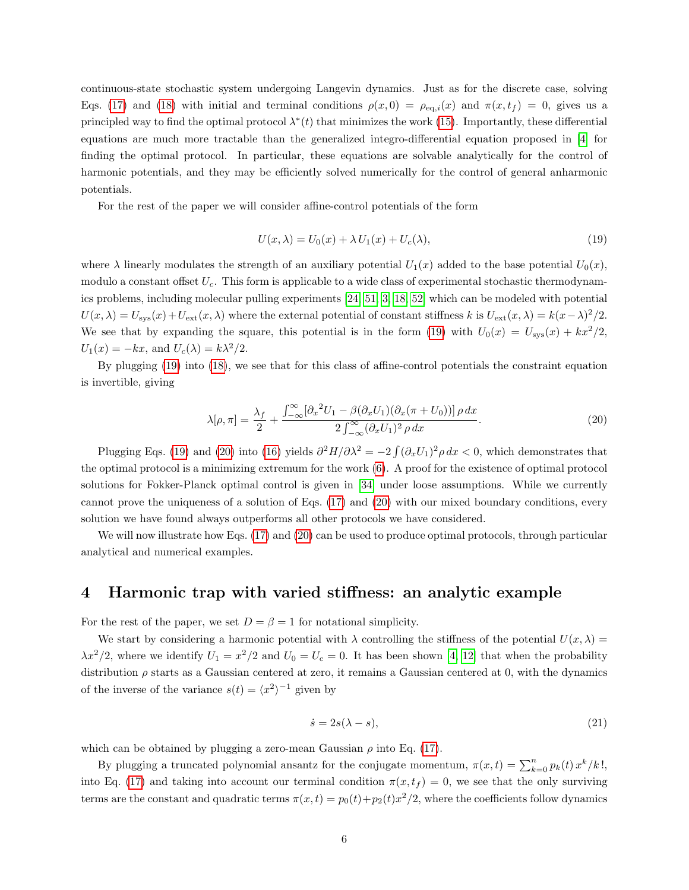continuous-state stochastic system undergoing Langevin dynamics. Just as for the discrete case, solving Eqs. (17) and (18) with initial and terminal conditions $\rho(x, 0) = \rho_{\text{eq},i}(x)$ and $\pi(x, t_f) = 0$, gives us a principled way to find the optimal protocol $\lambda^*(t)$ that minimizes the work (15). Importantly, these differential equations are much more tractable than the generalized integro-differential equation proposed in [4] for finding the optimal protocol. In particular, these equations are solvable analytically for the control of harmonic potentials, and they may be efficiently solved numerically for the control of general anharmonic potentials.

For the rest of the paper we will consider affine-control potentials of the form

$$U(x, \lambda) = U_0(x) + \lambda\, U_1(x) + U_c(\lambda), \tag{19}$$

where $\lambda$ linearly modulates the strength of an auxiliary potential $U_1(x)$ added to the base potential $U_0(x)$, modulo a constant offset $U_c$. This form is applicable to a wide class of experimental stochastic thermodynamics problems, including molecular pulling experiments [24, 51, 3, 18, 52] which can be modeled with potential $U(x, \lambda) = U_{\text{sys}}(x) + U_{\text{ext}}(x, \lambda)$ where the external potential of constant stiffness $k$ is $U_{\text{ext}}(x, \lambda) = k(x - \lambda)^2/2$. We see that by expanding the square, this potential is in the form (19) with $U_0(x) = U_{\text{sys}}(x) + kx^2/2$, $U_1(x) = -kx$, and $U_c(\lambda) = k\lambda^2/2$.

By plugging (19) into (18), we see that for this class of affine-control potentials the constraint equation is invertible, giving

$$\lambda[\rho, \pi] = \frac{\lambda_f}{2} + \frac{\int_{-\infty}^{\infty} [\partial_x{}^2 U_1 - \beta(\partial_x U_1)(\partial_x(\pi + U_0))]\, \rho\, dx}{2\int_{-\infty}^{\infty} (\partial_x U_1)^2\, \rho\, dx}. \tag{20}$$

Plugging Eqs. (19) and (20) into (16) yields $\partial^2 H/\partial \lambda^2 = -2\int (\partial_x U_1)^2 \rho\, dx < 0$, which demonstrates that the optimal protocol is a minimizing extremum for the work (6). A proof for the existence of optimal protocol solutions for Fokker-Planck optimal control is given in [34] under loose assumptions. While we currently cannot prove the uniqueness of a solution of Eqs. (17) and (20) with our mixed boundary conditions, every solution we have found always outperforms all other protocols we have considered.

We will now illustrate how Eqs. (17) and (20) can be used to produce optimal protocols, through particular analytical and numerical examples.

# 4 Harmonic trap with varied stiffness: an analytic example

For the rest of the paper, we set $D = \beta = 1$ for notational simplicity.

We start by considering a harmonic potential with $\lambda$ controlling the stiffness of the potential $U(x, \lambda) = \lambda x^2/2$, where we identify $U_1 = x^2/2$ and $U_0 = U_\text{c} = 0$. It has been shown [4, 12] that when the probability distribution $\rho$ starts as a Gaussian centered at zero, it remains a Gaussian centered at 0, with the dynamics of the inverse of the variance $s(t) = \langle x^2 \rangle^{-1}$ given by

$$\dot{s} = 2s(\lambda - s), \tag{21}$$

which can be obtained by plugging a zero-mean Gaussian $\rho$ into Eq. (17).

By plugging a truncated polynomial ansantz for the conjugate momentum, $\pi(x, t) = \sum_{k=0}^{n} p_k(t)\, x^k/k\,!$, into Eq. (17) and taking into account our terminal condition $\pi(x, t_f) = 0$, we see that the only surviving terms are the constant and quadratic terms $\pi(x, t) = p_0(t) + p_2(t)x^2/2$, where the coefficients follow dynamics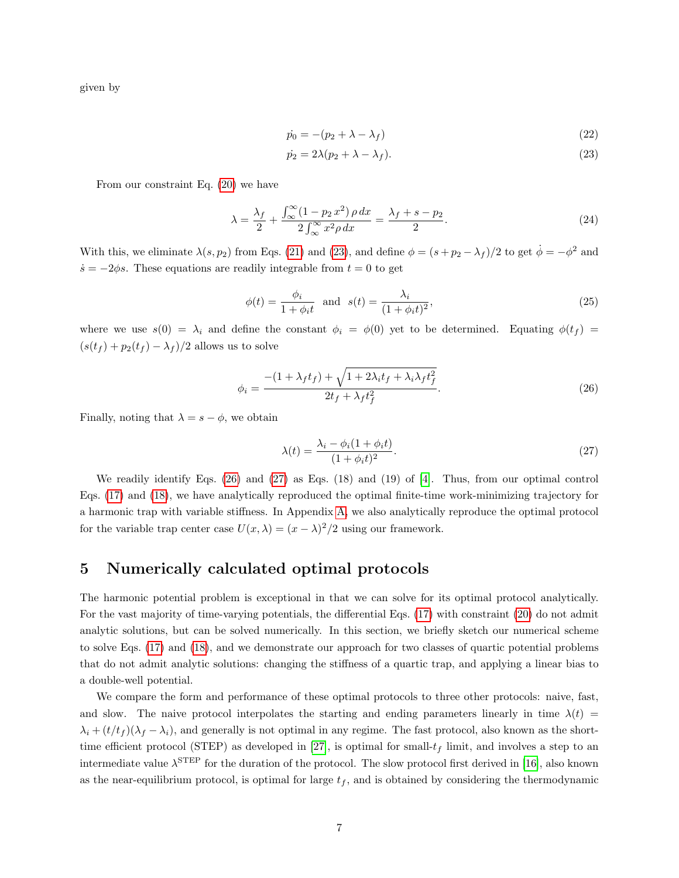given by

$$\dot{p_0} = -(p_2 + \lambda - \lambda_f) \tag{22}$$

$$\dot{p_2} = 2\lambda(p_2 + \lambda - \lambda_f). \tag{23}$$

From our constraint Eq. (20) we have

$$\lambda = \frac{\lambda_f}{2} + \frac{\int_{\infty}^{\infty}(1 - p_2\, x^2)\, \rho\, dx}{2\int_{\infty}^{\infty} x^2 \rho\, dx} = \frac{\lambda_f + s - p_2}{2}. \tag{24}$$

With this, we eliminate $\lambda(s, p_2)$ from Eqs. (21) and (23), and define $\phi = (s + p_2 - \lambda_f)/2$ to get $\dot{\phi} = -\phi^2$ and $\dot{s} = -2\phi s$. These equations are readily integrable from $t = 0$ to get

$$\phi(t) = \frac{\phi_i}{1 + \phi_i t} \quad \text{and} \quad s(t) = \frac{\lambda_i}{(1 + \phi_i t)^2}, \tag{25}$$

where we use $s(0) = \lambda_i$ and define the constant $\phi_i = \phi(0)$ yet to be determined. Equating $\phi(t_f) = (s(t_f) + p_2(t_f) - \lambda_f)/2$ allows us to solve

$$\phi_i = \frac{-(1 + \lambda_f t_f) + \sqrt{1 + 2\lambda_i t_f + \lambda_i \lambda_f t_f^2}}{2t_f + \lambda_f t_f^2}. \tag{26}$$

Finally, noting that $\lambda = s - \phi$, we obtain

$$\lambda(t) = \frac{\lambda_i - \phi_i(1 + \phi_i t)}{(1 + \phi_i t)^2}. \tag{27}$$

We readily identify Eqs. (26) and (27) as Eqs. (18) and (19) of [4]. Thus, from our optimal control Eqs. (17) and (18), we have analytically reproduced the optimal finite-time work-minimizing trajectory for a harmonic trap with variable stiffness. In Appendix A, we also analytically reproduce the optimal protocol for the variable trap center case $U(x, \lambda) = (x - \lambda)^2/2$ using our framework.

## 5 Numerically calculated optimal protocols

The harmonic potential problem is exceptional in that we can solve for its optimal protocol analytically. For the vast majority of time-varying potentials, the differential Eqs. (17) with constraint (20) do not admit analytic solutions, but can be solved numerically. In this section, we briefly sketch our numerical scheme to solve Eqs. (17) and (18), and we demonstrate our approach for two classes of quartic potential problems that do not admit analytic solutions: changing the stiffness of a quartic trap, and applying a linear bias to a double-well potential.

We compare the form and performance of these optimal protocols to three other protocols: naive, fast, and slow. The naive protocol interpolates the starting and ending parameters linearly in time $\lambda(t) = \lambda_i + (t/t_f)(\lambda_f - \lambda_i)$, and generally is not optimal in any regime. The fast protocol, also known as the short-time efficient protocol (STEP) as developed in [27], is optimal for small-$t_f$ limit, and involves a step to an intermediate value $\lambda^{\text{STEP}}$ for the duration of the protocol. The slow protocol first derived in [16], also known as the near-equilibrium protocol, is optimal for large $t_f$, and is obtained by considering the thermodynamic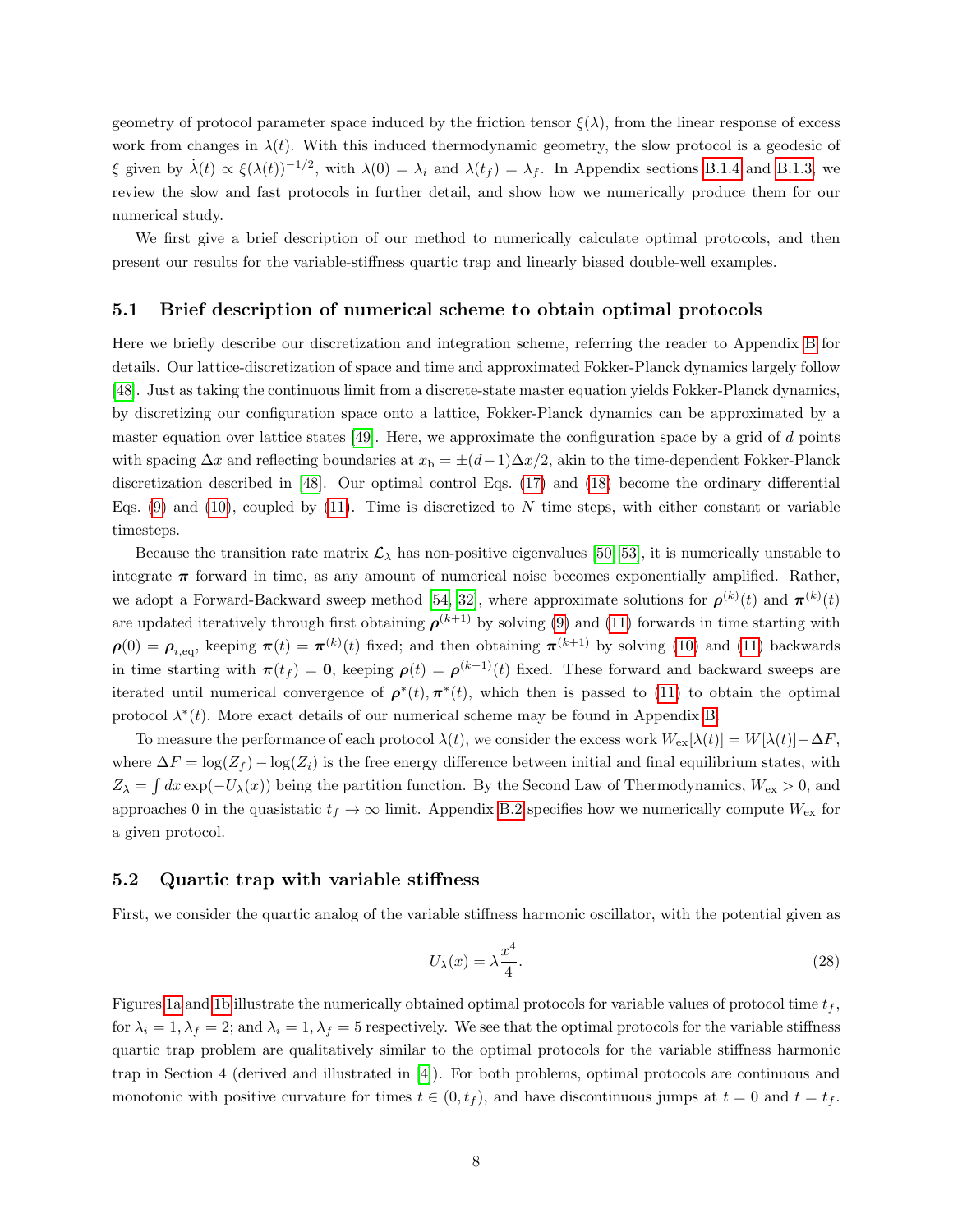geometry of protocol parameter space induced by the friction tensor $\xi(\lambda)$, from the linear response of excess work from changes in $\lambda(t)$. With this induced thermodynamic geometry, the slow protocol is a geodesic of $\xi$ given by $\dot{\lambda}(t) \propto \xi(\lambda(t))^{-1/2}$, with $\lambda(0) = \lambda_i$ and $\lambda(t_f) = \lambda_f$. In Appendix sections B.1.4 and B.1.3, we review the slow and fast protocols in further detail, and show how we numerically produce them for our numerical study.

We first give a brief description of our method to numerically calculate optimal protocols, and then present our results for the variable-stiffness quartic trap and linearly biased double-well examples.

### 5.1 Brief description of numerical scheme to obtain optimal protocols

Here we briefly describe our discretization and integration scheme, referring the reader to Appendix B for details. Our lattice-discretization of space and time and approximated Fokker-Planck dynamics largely follow [48]. Just as taking the continuous limit from a discrete-state master equation yields Fokker-Planck dynamics, by discretizing our configuration space onto a lattice, Fokker-Planck dynamics can be approximated by a master equation over lattice states [49]. Here, we approximate the configuration space by a grid of $d$ points with spacing $\Delta x$ and reflecting boundaries at $x_{\mathrm{b}} = \pm(d-1)\Delta x/2$, akin to the time-dependent Fokker-Planck discretization described in [48]. Our optimal control Eqs. (17) and (18) become the ordinary differential Eqs. (9) and (10), coupled by (11). Time is discretized to $N$ time steps, with either constant or variable timesteps.

Because the transition rate matrix $\mathcal{L}_\lambda$ has non-positive eigenvalues [50, 53], it is numerically unstable to integrate $\boldsymbol{\pi}$ forward in time, as any amount of numerical noise becomes exponentially amplified. Rather, we adopt a Forward-Backward sweep method [54, 32], where approximate solutions for $\boldsymbol{\rho}^{(k)}(t)$ and $\boldsymbol{\pi}^{(k)}(t)$ are updated iteratively through first obtaining $\boldsymbol{\rho}^{(k+1)}$ by solving (9) and (11) forwards in time starting with $\boldsymbol{\rho}(0) = \boldsymbol{\rho}_{i,\mathrm{eq}}$, keeping $\boldsymbol{\pi}(t) = \boldsymbol{\pi}^{(k)}(t)$ fixed; and then obtaining $\boldsymbol{\pi}^{(k+1)}$ by solving (10) and (11) backwards in time starting with $\boldsymbol{\pi}(t_f) = \mathbf{0}$, keeping $\boldsymbol{\rho}(t) = \boldsymbol{\rho}^{(k+1)}(t)$ fixed. These forward and backward sweeps are iterated until numerical convergence of $\boldsymbol{\rho}^*(t), \boldsymbol{\pi}^*(t)$, which then is passed to (11) to obtain the optimal protocol $\lambda^*(t)$. More exact details of our numerical scheme may be found in Appendix B.

To measure the performance of each protocol $\lambda(t)$, we consider the excess work $W_{\mathrm{ex}}[\lambda(t)] = W[\lambda(t)] - \Delta F$, where $\Delta F = \log(Z_f) - \log(Z_i)$ is the free energy difference between initial and final equilibrium states, with $Z_\lambda = \int dx \exp(-U_\lambda(x))$ being the partition function. By the Second Law of Thermodynamics, $W_{\mathrm{ex}} > 0$, and approaches 0 in the quasistatic $t_f \to \infty$ limit. Appendix B.2 specifies how we numerically compute $W_{\mathrm{ex}}$ for a given protocol.

### 5.2 Quartic trap with variable stiffness

First, we consider the quartic analog of the variable stiffness harmonic oscillator, with the potential given as

$$U_\lambda(x) = \lambda \frac{x^4}{4}. \tag{28}$$

Figures 1a and 1b illustrate the numerically obtained optimal protocols for variable values of protocol time $t_f$, for $\lambda_i = 1, \lambda_f = 2$; and $\lambda_i = 1, \lambda_f = 5$ respectively. We see that the optimal protocols for the variable stiffness quartic trap problem are qualitatively similar to the optimal protocols for the variable stiffness harmonic trap in Section 4 (derived and illustrated in [4]). For both problems, optimal protocols are continuous and monotonic with positive curvature for times $t \in (0, t_f)$, and have discontinuous jumps at $t = 0$ and $t = t_f$.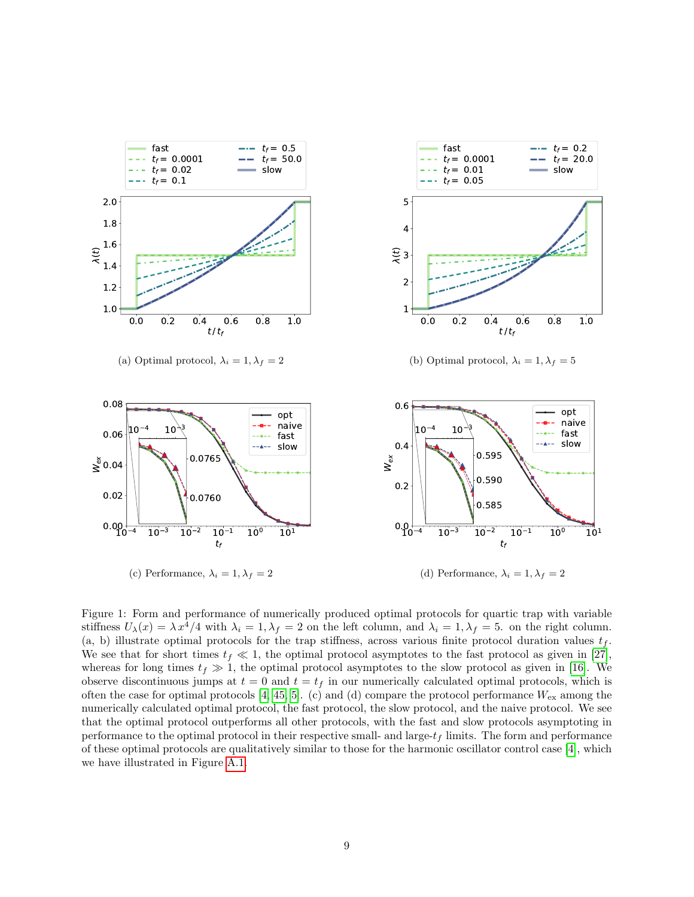(a) Optimal protocol, $\lambda_i = 1, \lambda_f = 2$

(b) Optimal protocol, $\lambda_i = 1, \lambda_f = 5$

(c) Performance, $\lambda_i = 1, \lambda_f = 2$

(d) Performance, $\lambda_i = 1, \lambda_f = 2$

Figure 1: Form and performance of numerically produced optimal protocols for quartic trap with variable stiffness $U_\lambda(x) = \lambda x^4/4$ with $\lambda_i = 1, \lambda_f = 2$ on the left column, and $\lambda_i = 1, \lambda_f = 5$. on the right column. (a, b) illustrate optimal protocols for the trap stiffness, across various finite protocol duration values $t_f$. We see that for short times $t_f \ll 1$, the optimal protocol asymptotes to the fast protocol as given in [27], whereas for long times $t_f \gg 1$, the optimal protocol asymptotes to the slow protocol as given in [16]. We observe discontinuous jumps at $t = 0$ and $t = t_f$ in our numerically calculated optimal protocols, which is often the case for optimal protocols [4, 45, 5]. (c) and (d) compare the protocol performance $W_{\text{ex}}$ among the numerically calculated optimal protocol, the fast protocol, the slow protocol, and the naive protocol. We see that the optimal protocol outperforms all other protocols, with the fast and slow protocols asymptoting in performance to the optimal protocol in their respective small- and large-$t_f$ limits. The form and performance of these optimal protocols are qualitatively similar to those for the harmonic oscillator control case [4], which we have illustrated in Figure A.1.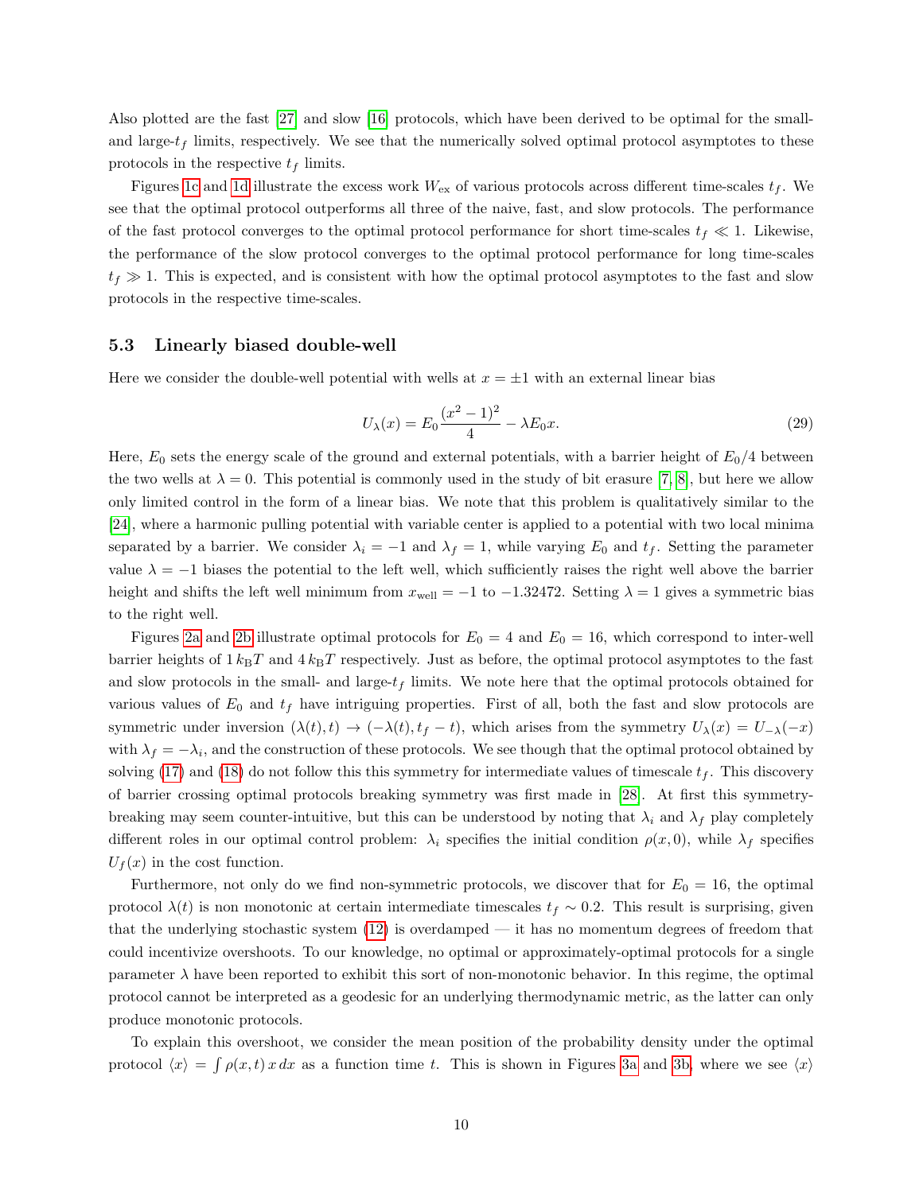Also plotted are the fast [27] and slow [16] protocols, which have been derived to be optimal for the small- and large-$t_f$ limits, respectively. We see that the numerically solved optimal protocol asymptotes to these protocols in the respective $t_f$ limits.

Figures 1c and 1d illustrate the excess work $W_{\text{ex}}$ of various protocols across different time-scales $t_f$. We see that the optimal protocol outperforms all three of the naive, fast, and slow protocols. The performance of the fast protocol converges to the optimal protocol performance for short time-scales $t_f \ll 1$. Likewise, the performance of the slow protocol converges to the optimal protocol performance for long time-scales $t_f \gg 1$. This is expected, and is consistent with how the optimal protocol asymptotes to the fast and slow protocols in the respective time-scales.

### 5.3 Linearly biased double-well

Here we consider the double-well potential with wells at $x = \pm 1$ with an external linear bias

$$U_\lambda(x) = E_0 \frac{(x^2 - 1)^2}{4} - \lambda E_0 x. \tag{29}$$

Here, $E_0$ sets the energy scale of the ground and external potentials, with a barrier height of $E_0/4$ between the two wells at $\lambda = 0$. This potential is commonly used in the study of bit erasure [7, 8], but here we allow only limited control in the form of a linear bias. We note that this problem is qualitatively similar to the [24], where a harmonic pulling potential with variable center is applied to a potential with two local minima separated by a barrier. We consider $\lambda_i = -1$ and $\lambda_f = 1$, while varying $E_0$ and $t_f$. Setting the parameter value $\lambda = -1$ biases the potential to the left well, which sufficiently raises the right well above the barrier height and shifts the left well minimum from $x_{\text{well}} = -1$ to $-1.32472$. Setting $\lambda = 1$ gives a symmetric bias to the right well.

Figures 2a and 2b illustrate optimal protocols for $E_0 = 4$ and $E_0 = 16$, which correspond to inter-well barrier heights of $1\, k_{\text{B}}T$ and $4\, k_{\text{B}}T$ respectively. Just as before, the optimal protocol asymptotes to the fast and slow protocols in the small- and large-$t_f$ limits. We note here that the optimal protocols obtained for various values of $E_0$ and $t_f$ have intriguing properties. First of all, both the fast and slow protocols are symmetric under inversion $(\lambda(t), t) \to (-\lambda(t), t_f - t)$, which arises from the symmetry $U_\lambda(x) = U_{-\lambda}(-x)$ with $\lambda_f = -\lambda_i$, and the construction of these protocols. We see though that the optimal protocol obtained by solving (17) and (18) do not follow this this symmetry for intermediate values of timescale $t_f$. This discovery of barrier crossing optimal protocols breaking symmetry was first made in [28]. At first this symmetry-breaking may seem counter-intuitive, but this can be understood by noting that $\lambda_i$ and $\lambda_f$ play completely different roles in our optimal control problem: $\lambda_i$ specifies the initial condition $\rho(x, 0)$, while $\lambda_f$ specifies $U_f(x)$ in the cost function.

Furthermore, not only do we find non-symmetric protocols, we discover that for $E_0 = 16$, the optimal protocol $\lambda(t)$ is non monotonic at certain intermediate timescales $t_f \sim 0.2$. This result is surprising, given that the underlying stochastic system (12) is overdamped — it has no momentum degrees of freedom that could incentivize overshoots. To our knowledge, no optimal or approximately-optimal protocols for a single parameter $\lambda$ have been reported to exhibit this sort of non-monotonic behavior. In this regime, the optimal protocol cannot be interpreted as a geodesic for an underlying thermodynamic metric, as the latter can only produce monotonic protocols.

To explain this overshoot, we consider the mean position of the probability density under the optimal protocol $\langle x \rangle = \int \rho(x, t)\, x\, dx$ as a function time $t$. This is shown in Figures 3a and 3b, where we see $\langle x \rangle$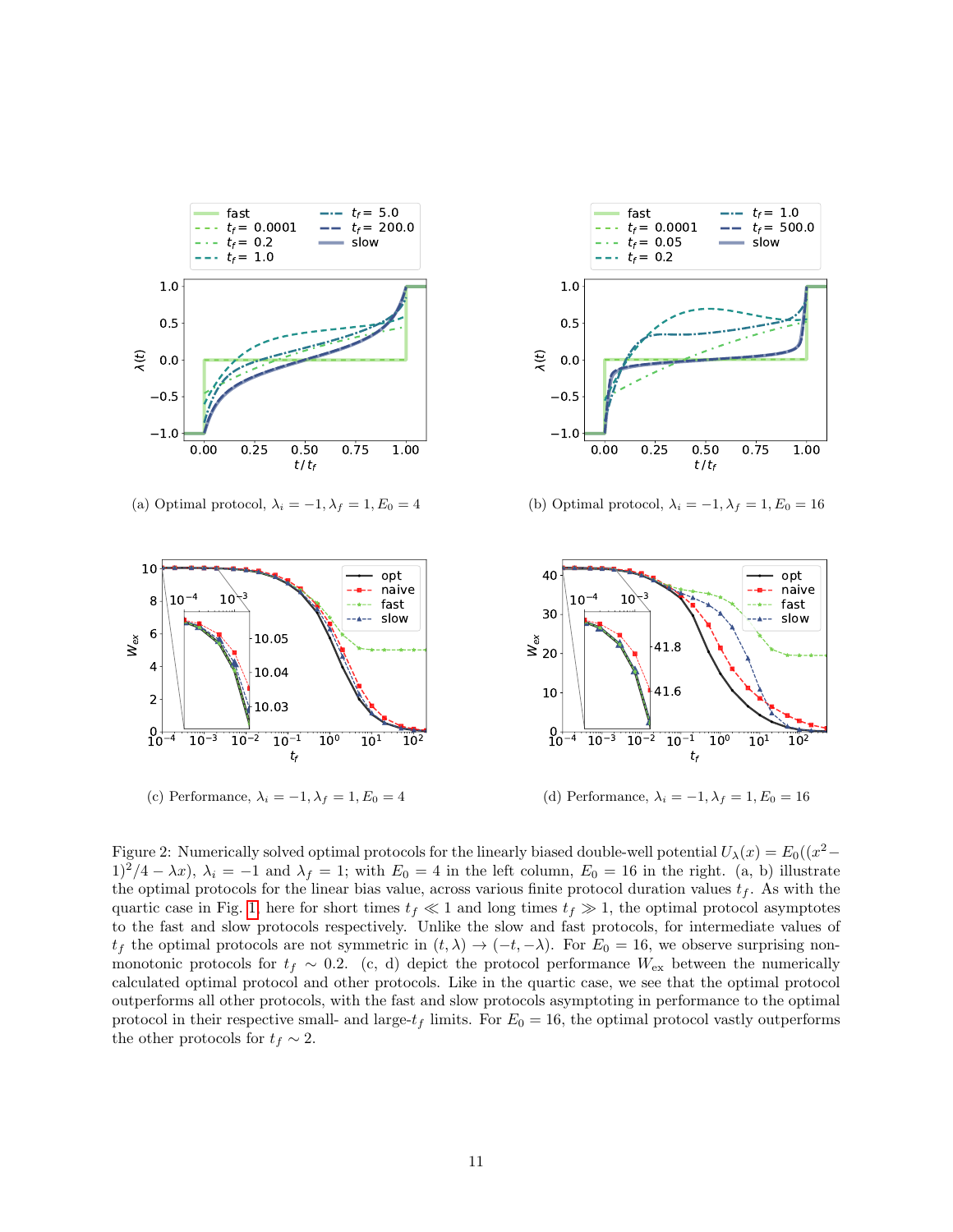(a) Optimal protocol, $\lambda_i = -1, \lambda_f = 1, E_0 = 4$

(b) Optimal protocol, $\lambda_i = -1, \lambda_f = 1, E_0 = 16$

(c) Performance, $\lambda_i = -1, \lambda_f = 1, E_0 = 4$

(d) Performance, $\lambda_i = -1, \lambda_f = 1, E_0 = 16$

Figure 2: Numerically solved optimal protocols for the linearly biased double-well potential $U_\lambda(x) = E_0((x^2 - 1)^2/4 - \lambda x)$, $\lambda_i = -1$ and $\lambda_f = 1$; with $E_0 = 4$ in the left column, $E_0 = 16$ in the right. (a, b) illustrate the optimal protocols for the linear bias value, across various finite protocol duration values $t_f$. As with the quartic case in Fig. 1, here for short times $t_f \ll 1$ and long times $t_f \gg 1$, the optimal protocol asymptotes to the fast and slow protocols respectively. Unlike the slow and fast protocols, for intermediate values of $t_f$ the optimal protocols are not symmetric in $(t, \lambda) \to (-t, -\lambda)$. For $E_0 = 16$, we observe surprising non-monotonic protocols for $t_f \sim 0.2$. (c, d) depict the protocol performance $W_{\rm ex}$ between the numerically calculated optimal protocol and other protocols. Like in the quartic case, we see that the optimal protocol outperforms all other protocols, with the fast and slow protocols asymptoting in performance to the optimal protocol in their respective small- and large-$t_f$ limits. For $E_0 = 16$, the optimal protocol vastly outperforms the other protocols for $t_f \sim 2$.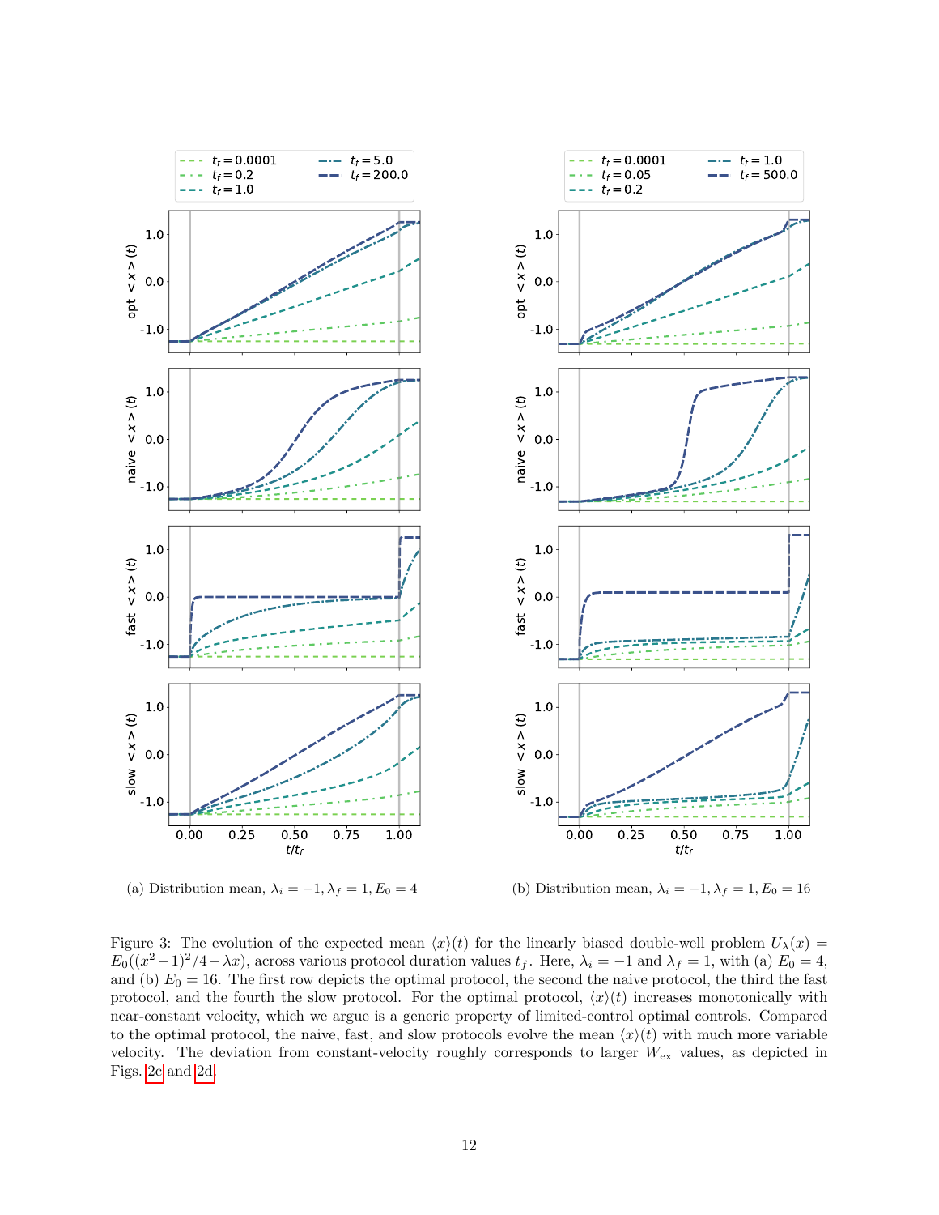(a) Distribution mean, $\lambda_i = -1, \lambda_f = 1, E_0 = 4$

(b) Distribution mean, $\lambda_i = -1, \lambda_f = 1, E_0 = 16$

Figure 3: The evolution of the expected mean $\langle x \rangle(t)$ for the linearly biased double-well problem $U_\lambda(x) = E_0((x^2-1)^2/4 - \lambda x)$, across various protocol duration values $t_f$. Here, $\lambda_i = -1$ and $\lambda_f = 1$, with (a) $E_0 = 4$, and (b) $E_0 = 16$. The first row depicts the optimal protocol, the second the naive protocol, the third the fast protocol, and the fourth the slow protocol. For the optimal protocol, $\langle x \rangle(t)$ increases monotonically with near-constant velocity, which we argue is a generic property of limited-control optimal controls. Compared to the optimal protocol, the naive, fast, and slow protocols evolve the mean $\langle x \rangle(t)$ with much more variable velocity. The deviation from constant-velocity roughly corresponds to larger $W_{\text{ex}}$ values, as depicted in Figs. 2c and 2d.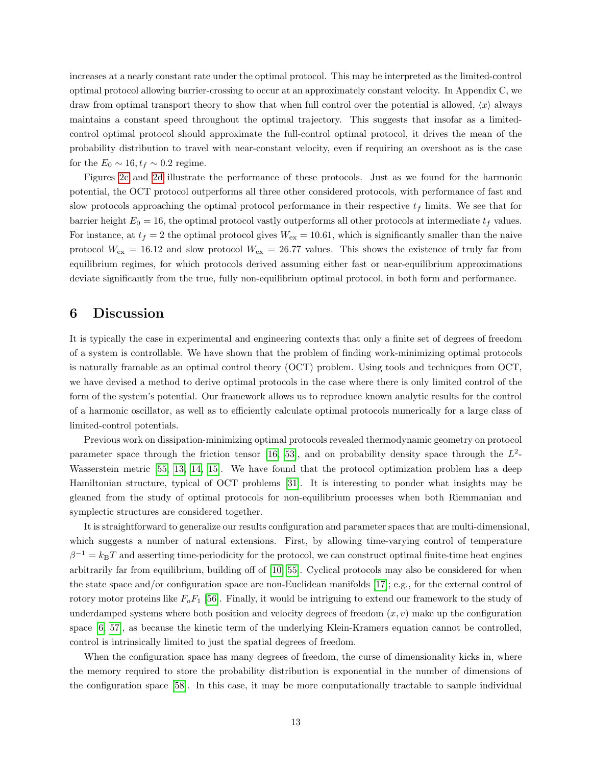increases at a nearly constant rate under the optimal protocol. This may be interpreted as the limited-control optimal protocol allowing barrier-crossing to occur at an approximately constant velocity. In Appendix C, we draw from optimal transport theory to show that when full control over the potential is allowed, $\langle x \rangle$ always maintains a constant speed throughout the optimal trajectory. This suggests that insofar as a limited-control optimal protocol should approximate the full-control optimal protocol, it drives the mean of the probability distribution to travel with near-constant velocity, even if requiring an overshoot as is the case for the $E_0 \sim 16, t_f \sim 0.2$ regime.

Figures 2c and 2d illustrate the performance of these protocols. Just as we found for the harmonic potential, the OCT protocol outperforms all three other considered protocols, with performance of fast and slow protocols approaching the optimal protocol performance in their respective $t_f$ limits. We see that for barrier height $E_0 = 16$, the optimal protocol vastly outperforms all other protocols at intermediate $t_f$ values. For instance, at $t_f = 2$ the optimal protocol gives $W_{\mathrm{ex}} = 10.61$, which is significantly smaller than the naive protocol $W_{\mathrm{ex}} = 16.12$ and slow protocol $W_{\mathrm{ex}} = 26.77$ values. This shows the existence of truly far from equilibrium regimes, for which protocols derived assuming either fast or near-equilibrium approximations deviate significantly from the true, fully non-equilibrium optimal protocol, in both form and performance.

# 6 Discussion

It is typically the case in experimental and engineering contexts that only a finite set of degrees of freedom of a system is controllable. We have shown that the problem of finding work-minimizing optimal protocols is naturally framable as an optimal control theory (OCT) problem. Using tools and techniques from OCT, we have devised a method to derive optimal protocols in the case where there is only limited control of the form of the system's potential. Our framework allows us to reproduce known analytic results for the control of a harmonic oscillator, as well as to efficiently calculate optimal protocols numerically for a large class of limited-control potentials.

Previous work on dissipation-minimizing optimal protocols revealed thermodynamic geometry on protocol parameter space through the friction tensor [16, 53], and on probability density space through the $L^2$-Wasserstein metric [55, 13, 14, 15]. We have found that the protocol optimization problem has a deep Hamiltonian structure, typical of OCT problems [31]. It is interesting to ponder what insights may be gleaned from the study of optimal protocols for non-equilibrium processes when both Riemmanian and symplectic structures are considered together.

It is straightforward to generalize our results configuration and parameter spaces that are multi-dimensional, which suggests a number of natural extensions. First, by allowing time-varying control of temperature $\beta^{-1} = k_{\mathrm{B}}T$ and asserting time-periodicity for the protocol, we can construct optimal finite-time heat engines arbitrarily far from equilibrium, building off of [10, 55]. Cyclical protocols may also be considered for when the state space and/or configuration space are non-Euclidean manifolds [17]; e.g., for the external control of rotory motor proteins like $F_oF_1$ [56]. Finally, it would be intriguing to extend our framework to the study of underdamped systems where both position and velocity degrees of freedom $(x, v)$ make up the configuration space [6, 57], as because the kinetic term of the underlying Klein-Kramers equation cannot be controlled, control is intrinsically limited to just the spatial degrees of freedom.

When the configuration space has many degrees of freedom, the curse of dimensionality kicks in, where the memory required to store the probability distribution is exponential in the number of dimensions of the configuration space [58]. In this case, it may be more computationally tractable to sample individual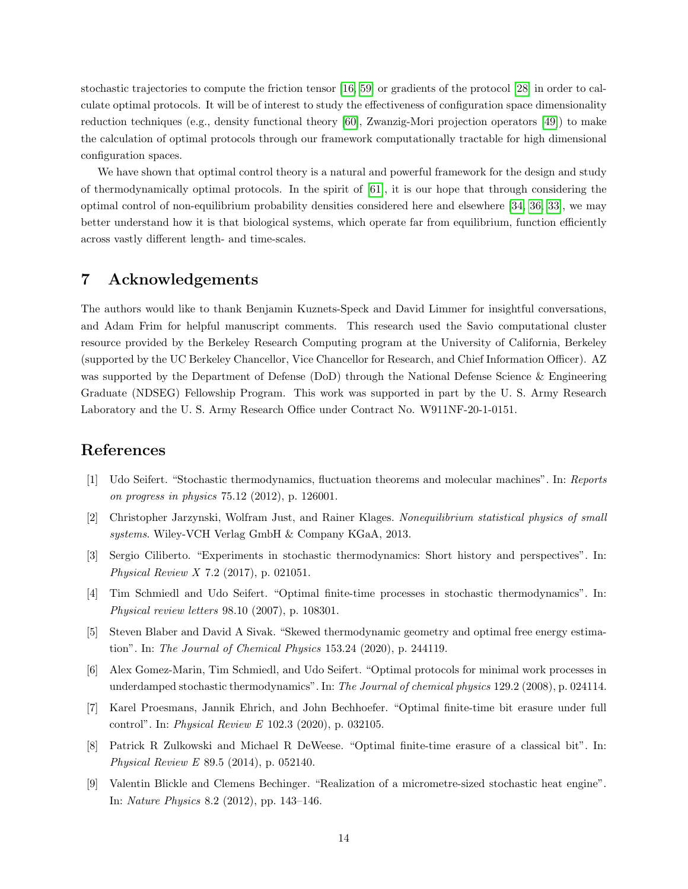stochastic trajectories to compute the friction tensor [16, 59] or gradients of the protocol [28] in order to calculate optimal protocols. It will be of interest to study the effectiveness of configuration space dimensionality reduction techniques (e.g., density functional theory [60], Zwanzig-Mori projection operators [49]) to make the calculation of optimal protocols through our framework computationally tractable for high dimensional configuration spaces.

We have shown that optimal control theory is a natural and powerful framework for the design and study of thermodynamically optimal protocols. In the spirit of [61], it is our hope that through considering the optimal control of non-equilibrium probability densities considered here and elsewhere [34, 36, 33], we may better understand how it is that biological systems, which operate far from equilibrium, function efficiently across vastly different length- and time-scales.

# 7 Acknowledgements

The authors would like to thank Benjamin Kuznets-Speck and David Limmer for insightful conversations, and Adam Frim for helpful manuscript comments. This research used the Savio computational cluster resource provided by the Berkeley Research Computing program at the University of California, Berkeley (supported by the UC Berkeley Chancellor, Vice Chancellor for Research, and Chief Information Officer). AZ was supported by the Department of Defense (DoD) through the National Defense Science & Engineering Graduate (NDSEG) Fellowship Program. This work was supported in part by the U. S. Army Research Laboratory and the U. S. Army Research Office under Contract No. W911NF-20-1-0151.

# References

[1] Udo Seifert. "Stochastic thermodynamics, fluctuation theorems and molecular machines". In: *Reports on progress in physics* 75.12 (2012), p. 126001.

[2] Christopher Jarzynski, Wolfram Just, and Rainer Klages. *Nonequilibrium statistical physics of small systems*. Wiley-VCH Verlag GmbH & Company KGaA, 2013.

[3] Sergio Ciliberto. "Experiments in stochastic thermodynamics: Short history and perspectives". In: *Physical Review X* 7.2 (2017), p. 021051.

[4] Tim Schmiedl and Udo Seifert. "Optimal finite-time processes in stochastic thermodynamics". In: *Physical review letters* 98.10 (2007), p. 108301.

[5] Steven Blaber and David A Sivak. "Skewed thermodynamic geometry and optimal free energy estimation". In: *The Journal of Chemical Physics* 153.24 (2020), p. 244119.

[6] Alex Gomez-Marin, Tim Schmiedl, and Udo Seifert. "Optimal protocols for minimal work processes in underdamped stochastic thermodynamics". In: *The Journal of chemical physics* 129.2 (2008), p. 024114.

[7] Karel Proesmans, Jannik Ehrich, and John Bechhoefer. "Optimal finite-time bit erasure under full control". In: *Physical Review E* 102.3 (2020), p. 032105.

[8] Patrick R Zulkowski and Michael R DeWeese. "Optimal finite-time erasure of a classical bit". In: *Physical Review E* 89.5 (2014), p. 052140.

[9] Valentin Blickle and Clemens Bechinger. "Realization of a micrometre-sized stochastic heat engine". In: *Nature Physics* 8.2 (2012), pp. 143–146.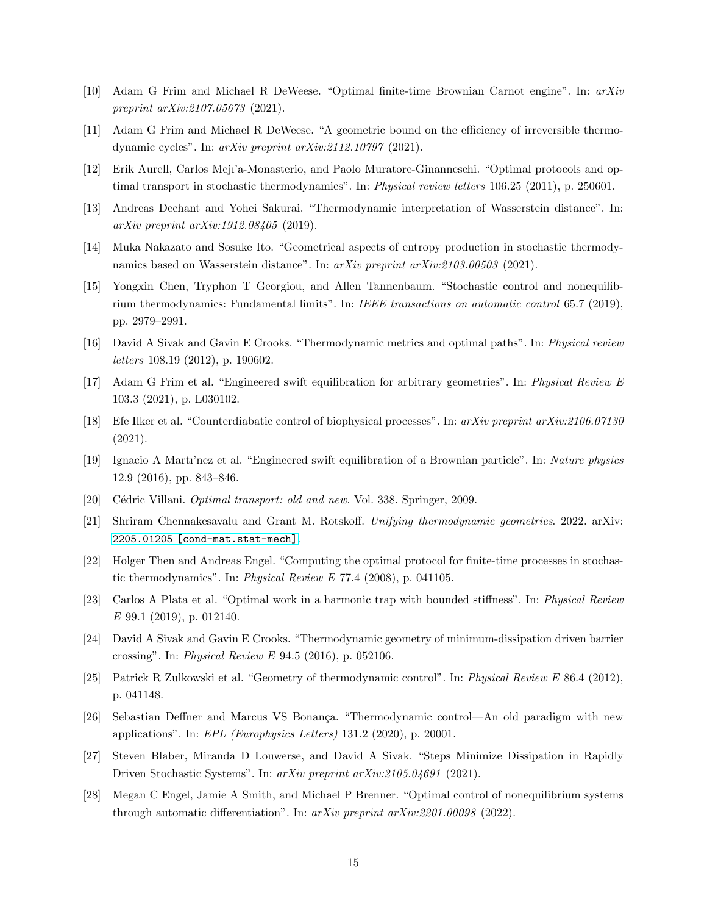[10] Adam G Frim and Michael R DeWeese. "Optimal finite-time Brownian Carnot engine". In: *arXiv preprint arXiv:2107.05673* (2021).

[11] Adam G Frim and Michael R DeWeese. "A geometric bound on the efficiency of irreversible thermodynamic cycles". In: *arXiv preprint arXiv:2112.10797* (2021).

[12] Erik Aurell, Carlos Meji'a-Monasterio, and Paolo Muratore-Ginanneschi. "Optimal protocols and optimal transport in stochastic thermodynamics". In: *Physical review letters* 106.25 (2011), p. 250601.

[13] Andreas Dechant and Yohei Sakurai. "Thermodynamic interpretation of Wasserstein distance". In: *arXiv preprint arXiv:1912.08405* (2019).

[14] Muka Nakazato and Sosuke Ito. "Geometrical aspects of entropy production in stochastic thermodynamics based on Wasserstein distance". In: *arXiv preprint arXiv:2103.00503* (2021).

[15] Yongxin Chen, Tryphon T Georgiou, and Allen Tannenbaum. "Stochastic control and nonequilibrium thermodynamics: Fundamental limits". In: *IEEE transactions on automatic control* 65.7 (2019), pp. 2979–2991.

[16] David A Sivak and Gavin E Crooks. "Thermodynamic metrics and optimal paths". In: *Physical review letters* 108.19 (2012), p. 190602.

[17] Adam G Frim et al. "Engineered swift equilibration for arbitrary geometries". In: *Physical Review E* 103.3 (2021), p. L030102.

[18] Efe Ilker et al. "Counterdiabatic control of biophysical processes". In: *arXiv preprint arXiv:2106.07130* (2021).

[19] Ignacio A Martı'nez et al. "Engineered swift equilibration of a Brownian particle". In: *Nature physics* 12.9 (2016), pp. 843–846.

[20] Cédric Villani. *Optimal transport: old and new*. Vol. 338. Springer, 2009.

[21] Shriram Chennakesavalu and Grant M. Rotskoff. *Unifying thermodynamic geometries*. 2022. arXiv: 2205.01205 [cond-mat.stat-mech].

[22] Holger Then and Andreas Engel. "Computing the optimal protocol for finite-time processes in stochastic thermodynamics". In: *Physical Review E* 77.4 (2008), p. 041105.

[23] Carlos A Plata et al. "Optimal work in a harmonic trap with bounded stiffness". In: *Physical Review E* 99.1 (2019), p. 012140.

[24] David A Sivak and Gavin E Crooks. "Thermodynamic geometry of minimum-dissipation driven barrier crossing". In: *Physical Review E* 94.5 (2016), p. 052106.

[25] Patrick R Zulkowski et al. "Geometry of thermodynamic control". In: *Physical Review E* 86.4 (2012), p. 041148.

[26] Sebastian Deffner and Marcus VS Bonança. "Thermodynamic control—An old paradigm with new applications". In: *EPL (Europhysics Letters)* 131.2 (2020), p. 20001.

[27] Steven Blaber, Miranda D Louwerse, and David A Sivak. "Steps Minimize Dissipation in Rapidly Driven Stochastic Systems". In: *arXiv preprint arXiv:2105.04691* (2021).

[28] Megan C Engel, Jamie A Smith, and Michael P Brenner. "Optimal control of nonequilibrium systems through automatic differentiation". In: *arXiv preprint arXiv:2201.00098* (2022).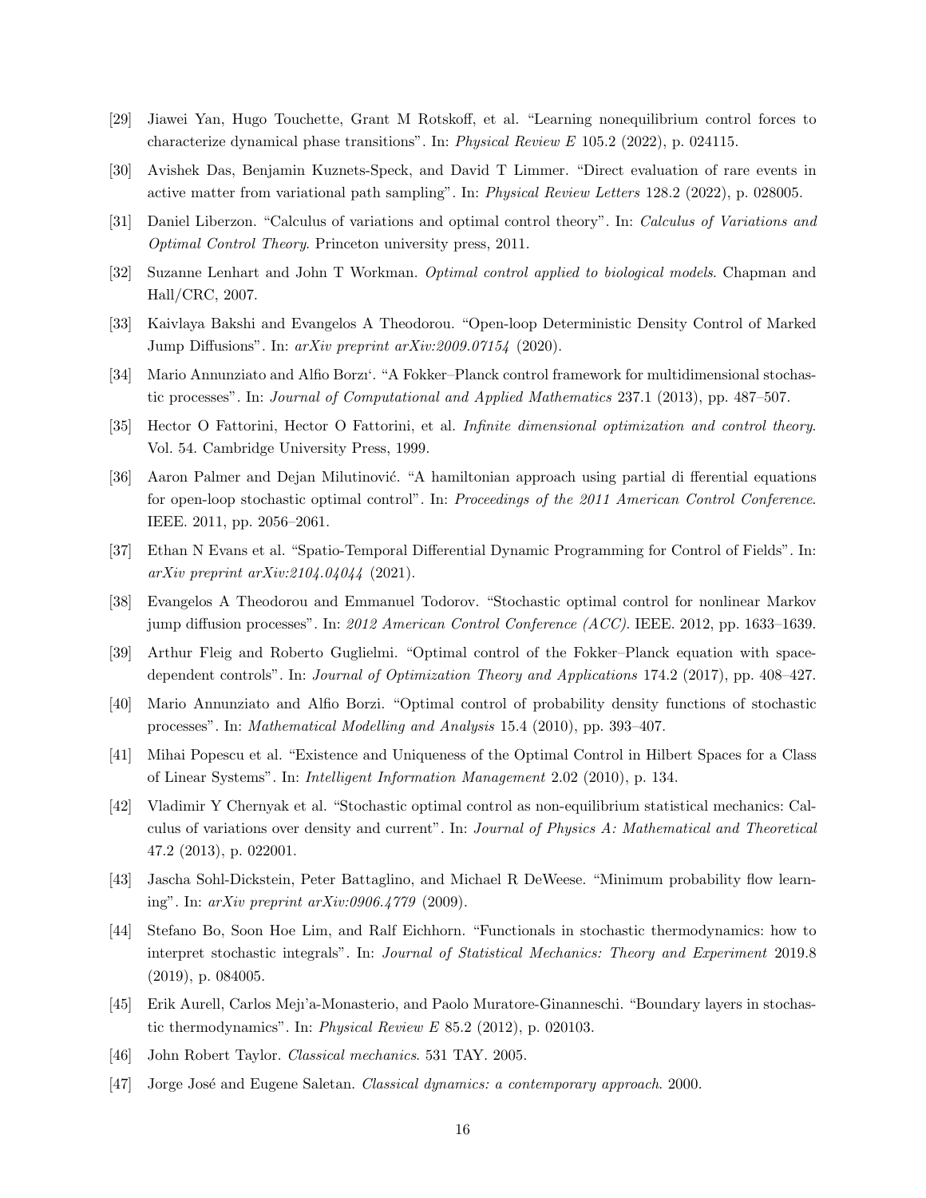[29] Jiawei Yan, Hugo Touchette, Grant M Rotskoff, et al. "Learning nonequilibrium control forces to characterize dynamical phase transitions". In: *Physical Review E* 105.2 (2022), p. 024115.

[30] Avishek Das, Benjamin Kuznets-Speck, and David T Limmer. "Direct evaluation of rare events in active matter from variational path sampling". In: *Physical Review Letters* 128.2 (2022), p. 028005.

[31] Daniel Liberzon. "Calculus of variations and optimal control theory". In: *Calculus of Variations and Optimal Control Theory*. Princeton university press, 2011.

[32] Suzanne Lenhart and John T Workman. *Optimal control applied to biological models*. Chapman and Hall/CRC, 2007.

[33] Kaivlaya Bakshi and Evangelos A Theodorou. "Open-loop Deterministic Density Control of Marked Jump Diffusions". In: *arXiv preprint arXiv:2009.07154* (2020).

[34] Mario Annunziato and Alfio Borzı'. "A Fokker–Planck control framework for multidimensional stochastic processes". In: *Journal of Computational and Applied Mathematics* 237.1 (2013), pp. 487–507.

[35] Hector O Fattorini, Hector O Fattorini, et al. *Infinite dimensional optimization and control theory*. Vol. 54. Cambridge University Press, 1999.

[36] Aaron Palmer and Dejan Milutinović. "A hamiltonian approach using partial di fferential equations for open-loop stochastic optimal control". In: *Proceedings of the 2011 American Control Conference*. IEEE. 2011, pp. 2056–2061.

[37] Ethan N Evans et al. "Spatio-Temporal Differential Dynamic Programming for Control of Fields". In: *arXiv preprint arXiv:2104.04044* (2021).

[38] Evangelos A Theodorou and Emmanuel Todorov. "Stochastic optimal control for nonlinear Markov jump diffusion processes". In: *2012 American Control Conference (ACC)*. IEEE. 2012, pp. 1633–1639.

[39] Arthur Fleig and Roberto Guglielmi. "Optimal control of the Fokker–Planck equation with space-dependent controls". In: *Journal of Optimization Theory and Applications* 174.2 (2017), pp. 408–427.

[40] Mario Annunziato and Alfio Borzi. "Optimal control of probability density functions of stochastic processes". In: *Mathematical Modelling and Analysis* 15.4 (2010), pp. 393–407.

[41] Mihai Popescu et al. "Existence and Uniqueness of the Optimal Control in Hilbert Spaces for a Class of Linear Systems". In: *Intelligent Information Management* 2.02 (2010), p. 134.

[42] Vladimir Y Chernyak et al. "Stochastic optimal control as non-equilibrium statistical mechanics: Calculus of variations over density and current". In: *Journal of Physics A: Mathematical and Theoretical* 47.2 (2013), p. 022001.

[43] Jascha Sohl-Dickstein, Peter Battaglino, and Michael R DeWeese. "Minimum probability flow learning". In: *arXiv preprint arXiv:0906.4779* (2009).

[44] Stefano Bo, Soon Hoe Lim, and Ralf Eichhorn. "Functionals in stochastic thermodynamics: how to interpret stochastic integrals". In: *Journal of Statistical Mechanics: Theory and Experiment* 2019.8 (2019), p. 084005.

[45] Erik Aurell, Carlos Mejı'a-Monasterio, and Paolo Muratore-Ginanneschi. "Boundary layers in stochastic thermodynamics". In: *Physical Review E* 85.2 (2012), p. 020103.

[46] John Robert Taylor. *Classical mechanics*. 531 TAY. 2005.

[47] Jorge José and Eugene Saletan. *Classical dynamics: a contemporary approach*. 2000.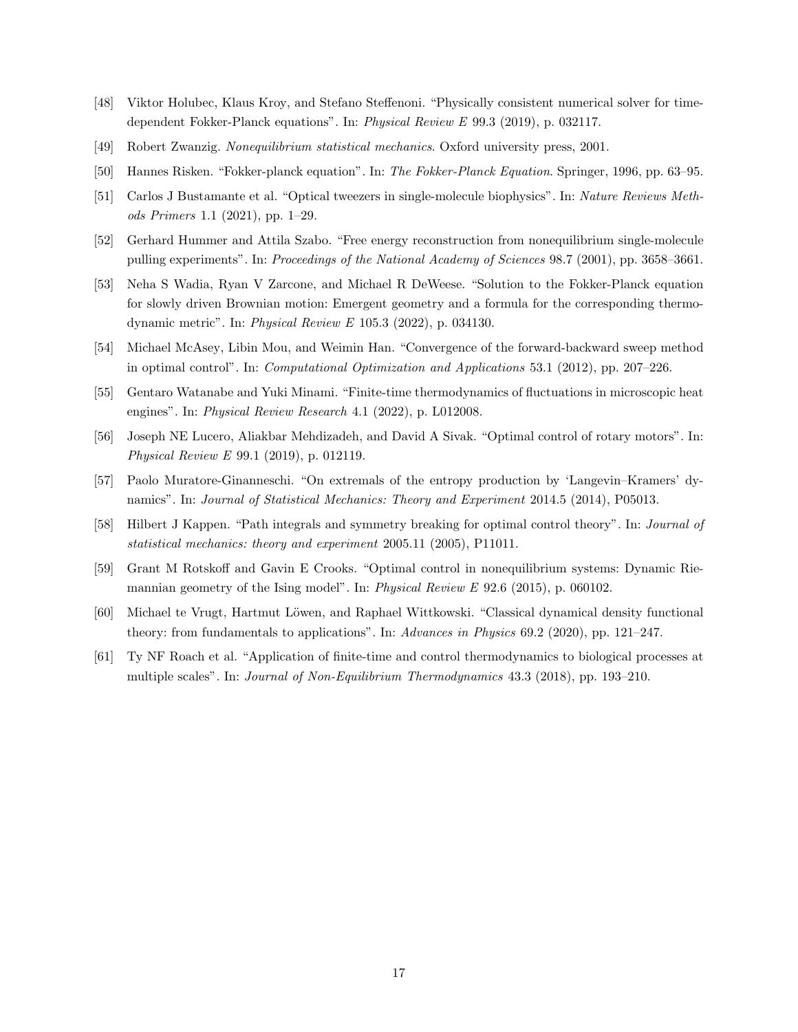[48] Viktor Holubec, Klaus Kroy, and Stefano Steffenoni. "Physically consistent numerical solver for time-dependent Fokker-Planck equations". In: *Physical Review E* 99.3 (2019), p. 032117.

[49] Robert Zwanzig. *Nonequilibrium statistical mechanics*. Oxford university press, 2001.

[50] Hannes Risken. "Fokker-planck equation". In: *The Fokker-Planck Equation*. Springer, 1996, pp. 63–95.

[51] Carlos J Bustamante et al. "Optical tweezers in single-molecule biophysics". In: *Nature Reviews Methods Primers* 1.1 (2021), pp. 1–29.

[52] Gerhard Hummer and Attila Szabo. "Free energy reconstruction from nonequilibrium single-molecule pulling experiments". In: *Proceedings of the National Academy of Sciences* 98.7 (2001), pp. 3658–3661.

[53] Neha S Wadia, Ryan V Zarcone, and Michael R DeWeese. "Solution to the Fokker-Planck equation for slowly driven Brownian motion: Emergent geometry and a formula for the corresponding thermodynamic metric". In: *Physical Review E* 105.3 (2022), p. 034130.

[54] Michael McAsey, Libin Mou, and Weimin Han. "Convergence of the forward-backward sweep method in optimal control". In: *Computational Optimization and Applications* 53.1 (2012), pp. 207–226.

[55] Gentaro Watanabe and Yuki Minami. "Finite-time thermodynamics of fluctuations in microscopic heat engines". In: *Physical Review Research* 4.1 (2022), p. L012008.

[56] Joseph NE Lucero, Aliakbar Mehdizadeh, and David A Sivak. "Optimal control of rotary motors". In: *Physical Review E* 99.1 (2019), p. 012119.

[57] Paolo Muratore-Ginanneschi. "On extremals of the entropy production by 'Langevin–Kramers' dynamics". In: *Journal of Statistical Mechanics: Theory and Experiment* 2014.5 (2014), P05013.

[58] Hilbert J Kappen. "Path integrals and symmetry breaking for optimal control theory". In: *Journal of statistical mechanics: theory and experiment* 2005.11 (2005), P11011.

[59] Grant M Rotskoff and Gavin E Crooks. "Optimal control in nonequilibrium systems: Dynamic Riemannian geometry of the Ising model". In: *Physical Review E* 92.6 (2015), p. 060102.

[60] Michael te Vrugt, Hartmut Löwen, and Raphael Wittkowski. "Classical dynamical density functional theory: from fundamentals to applications". In: *Advances in Physics* 69.2 (2020), pp. 121–247.

[61] Ty NF Roach et al. "Application of finite-time and control thermodynamics to biological processes at multiple scales". In: *Journal of Non-Equilibrium Thermodynamics* 43.3 (2018), pp. 193–210.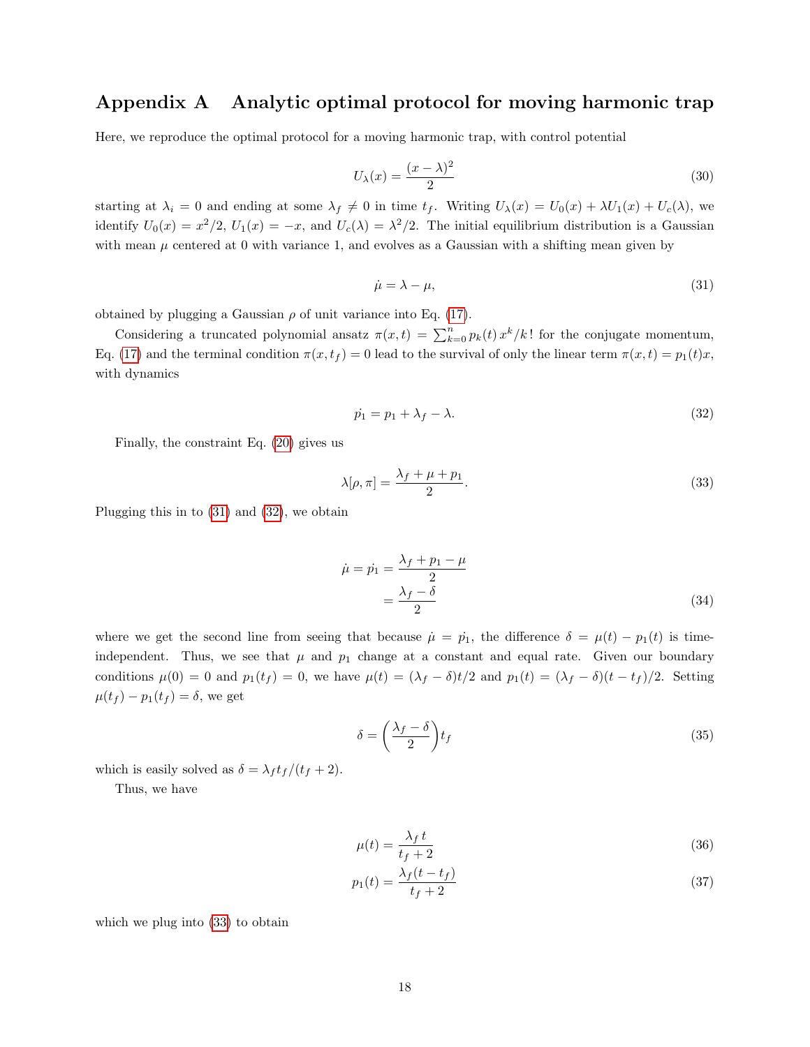# Appendix A Analytic optimal protocol for moving harmonic trap

Here, we reproduce the optimal protocol for a moving harmonic trap, with control potential

$$U_\lambda(x) = \frac{(x-\lambda)^2}{2} \tag{30}$$

starting at $\lambda_i = 0$ and ending at some $\lambda_f \neq 0$ in time $t_f$. Writing $U_\lambda(x) = U_0(x) + \lambda U_1(x) + U_c(\lambda)$, we identify $U_0(x) = x^2/2$, $U_1(x) = -x$, and $U_c(\lambda) = \lambda^2/2$. The initial equilibrium distribution is a Gaussian with mean $\mu$ centered at 0 with variance 1, and evolves as a Gaussian with a shifting mean given by

$$\dot{\mu} = \lambda - \mu, \tag{31}$$

obtained by plugging a Gaussian $\rho$ of unit variance into Eq. (17).

Considering a truncated polynomial ansatz $\pi(x,t) = \sum_{k=0}^{n} p_k(t)\, x^k/k!$ for the conjugate momentum, Eq. (17) and the terminal condition $\pi(x, t_f) = 0$ lead to the survival of only the linear term $\pi(x,t) = p_1(t)x$, with dynamics

$$\dot{p_1} = p_1 + \lambda_f - \lambda. \tag{32}$$

Finally, the constraint Eq. (20) gives us

$$\lambda[\rho, \pi] = \frac{\lambda_f + \mu + p_1}{2}. \tag{33}$$

Plugging this in to (31) and (32), we obtain

$$\begin{aligned}\dot{\mu} = \dot{p_1} &= \frac{\lambda_f + p_1 - \mu}{2} \\ &= \frac{\lambda_f - \delta}{2}\end{aligned} \tag{34}$$

where we get the second line from seeing that because $\dot{\mu} = \dot{p_1}$, the difference $\delta = \mu(t) - p_1(t)$ is time-independent. Thus, we see that $\mu$ and $p_1$ change at a constant and equal rate. Given our boundary conditions $\mu(0) = 0$ and $p_1(t_f) = 0$, we have $\mu(t) = (\lambda_f - \delta)t/2$ and $p_1(t) = (\lambda_f - \delta)(t - t_f)/2$. Setting $\mu(t_f) - p_1(t_f) = \delta$, we get

$$\delta = \left(\frac{\lambda_f - \delta}{2}\right) t_f \tag{35}$$

which is easily solved as $\delta = \lambda_f t_f/(t_f + 2)$.

Thus, we have

$$\mu(t) = \frac{\lambda_f\, t}{t_f + 2} \tag{36}$$

$$p_1(t) = \frac{\lambda_f (t - t_f)}{t_f + 2} \tag{37}$$

which we plug into (33) to obtain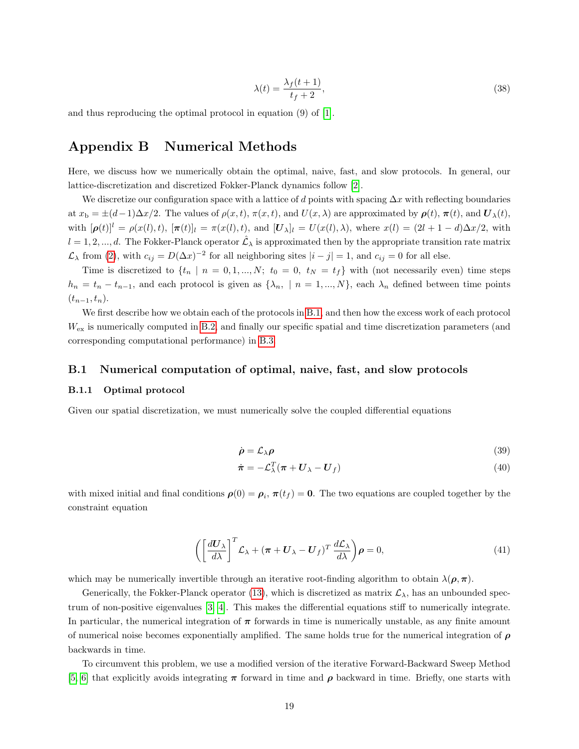$$
\lambda(t) = \frac{\lambda_f(t+1)}{t_f+2}, \tag{38}
$$

and thus reproducing the optimal protocol in equation (9) of [1].

# Appendix B Numerical Methods

Here, we discuss how we numerically obtain the optimal, naive, fast, and slow protocols. In general, our lattice-discretization and discretized Fokker-Planck dynamics follow [2].

We discretize our configuration space with a lattice of $d$ points with spacing $\Delta x$ with reflecting boundaries at $x_\text{b} = \pm(d-1)\Delta x/2$. The values of $\rho(x,t)$, $\pi(x,t)$, and $U(x,\lambda)$ are approximated by $\boldsymbol{\rho}(t)$, $\boldsymbol{\pi}(t)$, and $\boldsymbol{U}_\lambda(t)$, with $[\boldsymbol{\rho}(t)]^l = \rho(x(l),t)$, $[\boldsymbol{\pi}(t)]_l = \pi(x(l),t)$, and $[\boldsymbol{U}_\lambda]_l = U(x(l),\lambda)$, where $x(l) = (2l+1-d)\Delta x/2$, with $l = 1,2,...,d$. The Fokker-Planck operator $\hat{\mathcal{L}}_\lambda$ is approximated then by the appropriate transition rate matrix $\mathcal{L}_\lambda$ from (2), with $c_{ij} = D(\Delta x)^{-2}$ for all neighboring sites $|i-j| = 1$, and $c_{ij} = 0$ for all else.

Time is discretized to $\{t_n \mid n = 0,1,...,N;\ t_0 = 0,\ t_N = t_f\}$ with (not necessarily even) time steps $h_n = t_n - t_{n-1}$, and each protocol is given as $\{\lambda_n, \mid n = 1,...,N\}$, each $\lambda_n$ defined between time points $(t_{n-1},t_n)$.

We first describe how we obtain each of the protocols in B.1, and then how the excess work of each protocol $W_\text{ex}$ is numerically computed in B.2, and finally our specific spatial and time discretization parameters (and corresponding computational performance) in B.3.

## B.1 Numerical computation of optimal, naive, fast, and slow protocols

### B.1.1 Optimal protocol

Given our spatial discretization, we must numerically solve the coupled differential equations

$$
\dot{\boldsymbol{\rho}} = \mathcal{L}_\lambda \boldsymbol{\rho} \tag{39}
$$

$$
\dot{\boldsymbol{\pi}} = -\mathcal{L}_\lambda^T(\boldsymbol{\pi} + \boldsymbol{U}_\lambda - \boldsymbol{U}_f) \tag{40}
$$

with mixed initial and final conditions $\boldsymbol{\rho}(0) = \boldsymbol{\rho}_i$, $\boldsymbol{\pi}(t_f) = \boldsymbol{0}$. The two equations are coupled together by the constraint equation

$$
\left( \left[\frac{d\boldsymbol{U}_\lambda}{d\lambda}\right]^T \mathcal{L}_\lambda + (\boldsymbol{\pi} + \boldsymbol{U}_\lambda - \boldsymbol{U}_f)^T \frac{d\mathcal{L}_\lambda}{d\lambda} \right) \boldsymbol{\rho} = 0, \tag{41}
$$

which may be numerically invertible through an iterative root-finding algorithm to obtain $\lambda(\boldsymbol{\rho},\boldsymbol{\pi})$.

Generically, the Fokker-Planck operator (13), which is discretized as matrix $\mathcal{L}_\lambda$, has an unbounded spectrum of non-positive eigenvalues [3, 4]. This makes the differential equations stiff to numerically integrate. In particular, the numerical integration of $\boldsymbol{\pi}$ forwards in time is numerically unstable, as any finite amount of numerical noise becomes exponentially amplified. The same holds true for the numerical integration of $\boldsymbol{\rho}$ backwards in time.

To circumvent this problem, we use a modified version of the iterative Forward-Backward Sweep Method [5, 6] that explicitly avoids integrating $\boldsymbol{\pi}$ forward in time and $\boldsymbol{\rho}$ backward in time. Briefly, one starts with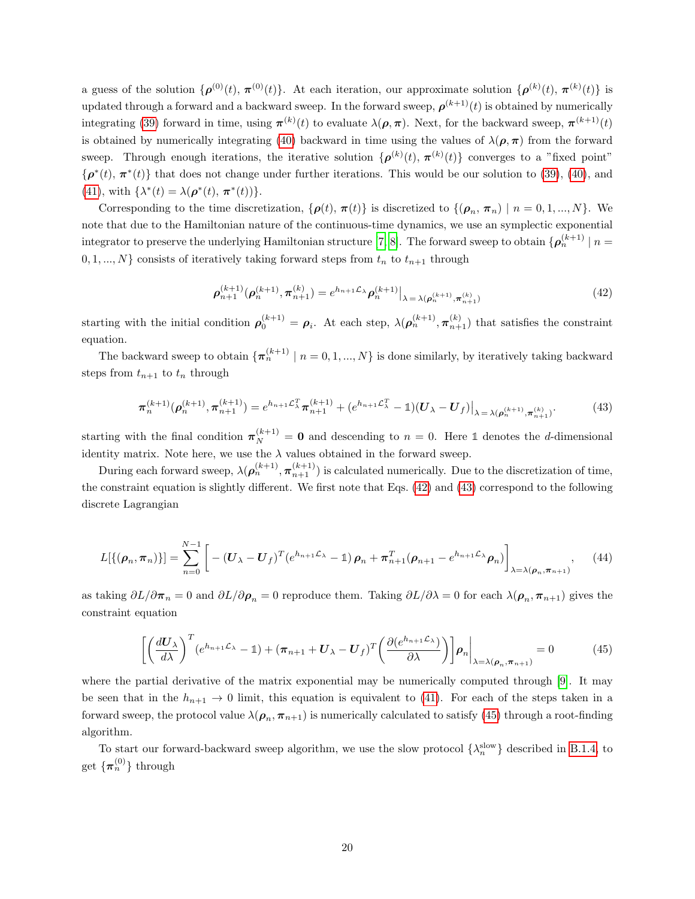a guess of the solution $\{\boldsymbol{\rho}^{(0)}(t),\, \boldsymbol{\pi}^{(0)}(t)\}$. At each iteration, our approximate solution $\{\boldsymbol{\rho}^{(k)}(t),\, \boldsymbol{\pi}^{(k)}(t)\}$ is updated through a forward and a backward sweep. In the forward sweep, $\boldsymbol{\rho}^{(k+1)}(t)$ is obtained by numerically integrating (39) forward in time, using $\boldsymbol{\pi}^{(k)}(t)$ to evaluate $\lambda(\boldsymbol{\rho}, \boldsymbol{\pi})$. Next, for the backward sweep, $\boldsymbol{\pi}^{(k+1)}(t)$ is obtained by numerically integrating (40) backward in time using the values of $\lambda(\boldsymbol{\rho}, \boldsymbol{\pi})$ from the forward sweep. Through enough iterations, the iterative solution $\{\boldsymbol{\rho}^{(k)}(t),\, \boldsymbol{\pi}^{(k)}(t)\}$ converges to a "fixed point" $\{\boldsymbol{\rho}^{*}(t),\, \boldsymbol{\pi}^{*}(t)\}$ that does not change under further iterations. This would be our solution to (39), (40), and (41), with $\{\lambda^{*}(t) = \lambda(\boldsymbol{\rho}^{*}(t),\, \boldsymbol{\pi}^{*}(t))\}$.

Corresponding to the time discretization, $\{\boldsymbol{\rho}(t),\, \boldsymbol{\pi}(t)\}$ is discretized to $\{(\boldsymbol{\rho}_n,\, \boldsymbol{\pi}_n) \mid n = 0, 1, ..., N\}$. We note that due to the Hamiltonian nature of the continuous-time dynamics, we use an symplectic exponential integrator to preserve the underlying Hamiltonian structure [7, 8]. The forward sweep to obtain $\{\boldsymbol{\rho}_n^{(k+1)} \mid n = 0, 1, ..., N\}$ consists of iteratively taking forward steps from $t_n$ to $t_{n+1}$ through

$$\boldsymbol{\rho}_{n+1}^{(k+1)}(\boldsymbol{\rho}_n^{(k+1)}, \boldsymbol{\pi}_{n+1}^{(k)}) = e^{h_{n+1}\mathcal{L}_\lambda}\boldsymbol{\rho}_n^{(k+1)}\big|_{\lambda=\lambda(\boldsymbol{\rho}_n^{(k+1)}, \boldsymbol{\pi}_{n+1}^{(k)})} \tag{42}$$

starting with the initial condition $\boldsymbol{\rho}_0^{(k+1)} = \boldsymbol{\rho}_i$. At each step, $\lambda(\boldsymbol{\rho}_n^{(k+1)}, \boldsymbol{\pi}_{n+1}^{(k)})$ that satisfies the constraint equation.

The backward sweep to obtain $\{\boldsymbol{\pi}_n^{(k+1)} \mid n = 0, 1, ..., N\}$ is done similarly, by iteratively taking backward steps from $t_{n+1}$ to $t_n$ through

$$\boldsymbol{\pi}_{n}^{(k+1)}(\boldsymbol{\rho}_n^{(k+1)}, \boldsymbol{\pi}_{n+1}^{(k+1)}) = e^{h_{n+1}\mathcal{L}_\lambda^T}\boldsymbol{\pi}_{n+1}^{(k+1)} + (e^{h_{n+1}\mathcal{L}_\lambda^T} - \mathbb{1})(\boldsymbol{U}_\lambda - \boldsymbol{U}_f)\big|_{\lambda=\lambda(\boldsymbol{\rho}_n^{(k+1)}, \boldsymbol{\pi}_{n+1}^{(k)})}. \tag{43}$$

starting with the final condition $\boldsymbol{\pi}_N^{(k+1)} = \mathbf{0}$ and descending to $n = 0$. Here $\mathbb{1}$ denotes the $d$-dimensional identity matrix. Note here, we use the $\lambda$ values obtained in the forward sweep.

During each forward sweep, $\lambda(\boldsymbol{\rho}_n^{(k+1)}, \boldsymbol{\pi}_{n+1}^{(k+1)})$ is calculated numerically. Due to the discretization of time, the constraint equation is slightly different. We first note that Eqs. (42) and (43) correspond to the following discrete Lagrangian

$$L[\{(\boldsymbol{\rho}_n, \boldsymbol{\pi}_n)\}] = \sum_{n=0}^{N-1}\bigg[ -(\boldsymbol{U}_\lambda - \boldsymbol{U}_f)^T(e^{h_{n+1}\mathcal{L}_\lambda} - \mathbb{1})\,\boldsymbol{\rho}_n + \boldsymbol{\pi}_{n+1}^T(\boldsymbol{\rho}_{n+1} - e^{h_{n+1}\mathcal{L}_\lambda}\boldsymbol{\rho}_n)\bigg]_{\lambda=\lambda(\boldsymbol{\rho}_n, \boldsymbol{\pi}_{n+1})}, \tag{44}$$

as taking $\partial L/\partial \boldsymbol{\pi}_n = 0$ and $\partial L/\partial \boldsymbol{\rho}_n = 0$ reproduce them. Taking $\partial L/\partial \lambda = 0$ for each $\lambda(\boldsymbol{\rho}_n, \boldsymbol{\pi}_{n+1})$ gives the constraint equation

$$\bigg[\bigg(\frac{d\boldsymbol{U}_\lambda}{d\lambda}\bigg)^T(e^{h_{n+1}\mathcal{L}_\lambda} - \mathbb{1}) + (\boldsymbol{\pi}_{n+1} + \boldsymbol{U}_\lambda - \boldsymbol{U}_f)^T\bigg(\frac{\partial(e^{h_{n+1}\mathcal{L}_\lambda})}{\partial \lambda}\bigg)\bigg]\boldsymbol{\rho}_n\bigg|_{\lambda=\lambda(\boldsymbol{\rho}_n, \boldsymbol{\pi}_{n+1})} = 0 \tag{45}$$

where the partial derivative of the matrix exponential may be numerically computed through [9]. It may be seen that in the $h_{n+1} \to 0$ limit, this equation is equivalent to (41). For each of the steps taken in a forward sweep, the protocol value $\lambda(\boldsymbol{\rho}_n, \boldsymbol{\pi}_{n+1})$ is numerically calculated to satisfy (45) through a root-finding algorithm.

To start our forward-backward sweep algorithm, we use the slow protocol $\{\lambda_n^{\text{slow}}\}$ described in B.1.4, to get $\{\boldsymbol{\pi}_n^{(0)}\}$ through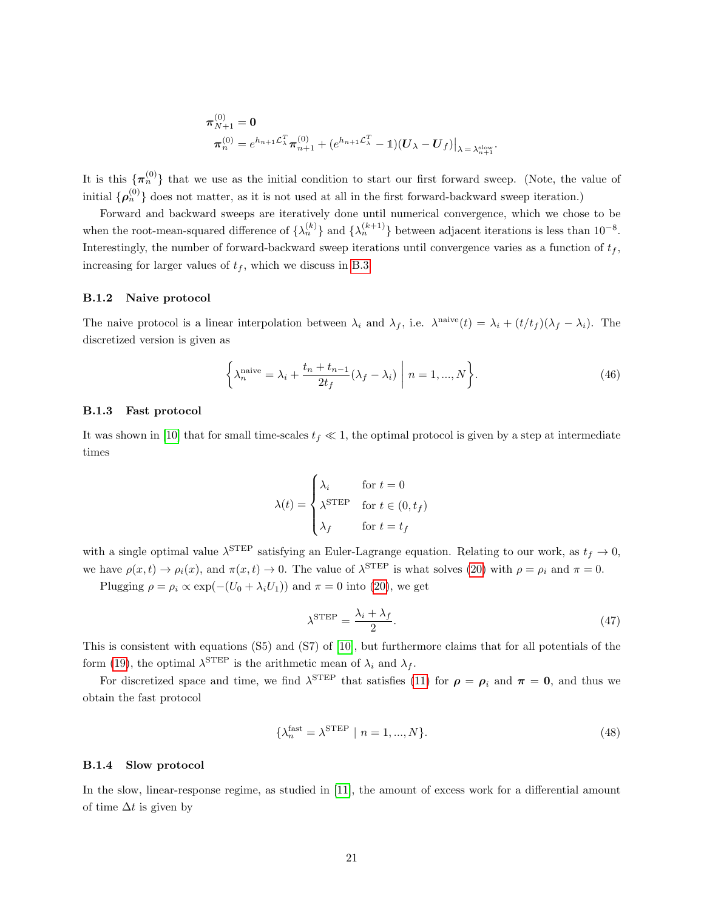$$\boldsymbol{\pi}_{N+1}^{(0)} = \mathbf{0}$$
$$\boldsymbol{\pi}_{n}^{(0)} = e^{h_{n+1}\mathcal{L}_\lambda^T}\boldsymbol{\pi}_{n+1}^{(0)} + (e^{h_{n+1}\mathcal{L}_\lambda^T} - \mathbb{1})(\boldsymbol{U}_\lambda - \boldsymbol{U}_f)\big|_{\lambda=\lambda_{n+1}^{\text{slow}}}.$$

It is this $\{\boldsymbol{\pi}_n^{(0)}\}$ that we use as the initial condition to start our first forward sweep. (Note, the value of initial $\{\boldsymbol{\rho}_n^{(0)}\}$ does not matter, as it is not used at all in the first forward-backward sweep iteration.)

Forward and backward sweeps are iteratively done until numerical convergence, which we chose to be when the root-mean-squared difference of $\{\lambda_n^{(k)}\}$ and $\{\lambda_n^{(k+1)}\}$ between adjacent iterations is less than $10^{-8}$. Interestingly, the number of forward-backward sweep iterations until convergence varies as a function of $t_f$, increasing for larger values of $t_f$, which we discuss in B.3.

### B.1.2 Naive protocol

The naive protocol is a linear interpolation between $\lambda_i$ and $\lambda_f$, i.e. $\lambda^{\text{naive}}(t) = \lambda_i + (t/t_f)(\lambda_f - \lambda_i)$. The discretized version is given as

$$\left\{\lambda_n^{\text{naive}} = \lambda_i + \frac{t_n + t_{n-1}}{2t_f}(\lambda_f - \lambda_i) \;\middle|\; n = 1, ..., N\right\}. \tag{46}$$

### B.1.3 Fast protocol

It was shown in [10] that for small time-scales $t_f \ll 1$, the optimal protocol is given by a step at intermediate times

$$\lambda(t) = \begin{cases} \lambda_i & \text{for } t = 0 \\ \lambda^{\text{STEP}} & \text{for } t \in (0, t_f) \\ \lambda_f & \text{for } t = t_f \end{cases}$$

with a single optimal value $\lambda^{\text{STEP}}$ satisfying an Euler-Lagrange equation. Relating to our work, as $t_f \to 0$, we have $\rho(x,t) \to \rho_i(x)$, and $\pi(x,t) \to 0$. The value of $\lambda^{\text{STEP}}$ is what solves (20) with $\rho = \rho_i$ and $\pi = 0$.

Plugging $\rho = \rho_i \propto \exp(-(U_0 + \lambda_i U_1))$ and $\pi = 0$ into (20), we get

$$\lambda^{\text{STEP}} = \frac{\lambda_i + \lambda_f}{2}. \tag{47}$$

This is consistent with equations (S5) and (S7) of [10], but furthermore claims that for all potentials of the form (19), the optimal $\lambda^{\text{STEP}}$ is the arithmetic mean of $\lambda_i$ and $\lambda_f$.

For discretized space and time, we find $\lambda^{\text{STEP}}$ that satisfies (11) for $\boldsymbol{\rho} = \boldsymbol{\rho}_i$ and $\boldsymbol{\pi} = \mathbf{0}$, and thus we obtain the fast protocol

$$\{\lambda_n^{\text{fast}} = \lambda^{\text{STEP}} \mid n = 1, ..., N\}. \tag{48}$$

### B.1.4 Slow protocol

In the slow, linear-response regime, as studied in [11], the amount of excess work for a differential amount of time $\Delta t$ is given by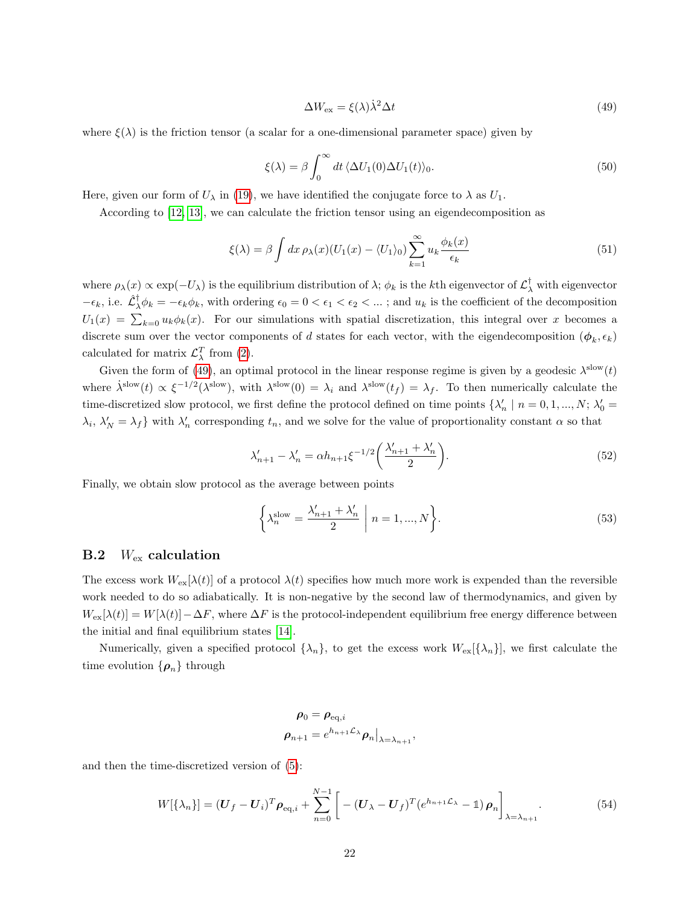$$\Delta W_{\text{ex}} = \xi(\lambda)\dot{\lambda}^2 \Delta t \tag{49}$$

where $\xi(\lambda)$ is the friction tensor (a scalar for a one-dimensional parameter space) given by

$$\xi(\lambda) = \beta \int_0^\infty dt \, \langle \Delta U_1(0) \Delta U_1(t) \rangle_0. \tag{50}$$

Here, given our form of $U_\lambda$ in (19), we have identified the conjugate force to $\lambda$ as $U_1$.

According to [12, 13], we can calculate the friction tensor using an eigendecomposition as

$$\xi(\lambda) = \beta \int dx \, \rho_\lambda(x)(U_1(x) - \langle U_1 \rangle_0) \sum_{k=1}^{\infty} u_k \frac{\phi_k(x)}{\epsilon_k} \tag{51}$$

where $\rho_\lambda(x) \propto \exp(-U_\lambda)$ is the equilibrium distribution of $\lambda$; $\phi_k$ is the $k$th eigenvector of $\mathcal{L}_\lambda^\dagger$ with eigenvector $-\epsilon_k$, i.e. $\hat{\mathcal{L}}_\lambda^\dagger \phi_k = -\epsilon_k \phi_k$, with ordering $\epsilon_0 = 0 < \epsilon_1 < \epsilon_2 < \ldots$ ; and $u_k$ is the coefficient of the decomposition $U_1(x) = \sum_{k=0} u_k \phi_k(x)$. For our simulations with spatial discretization, this integral over $x$ becomes a discrete sum over the vector components of $d$ states for each vector, with the eigendecomposition $(\boldsymbol{\phi}_k, \epsilon_k)$ calculated for matrix $\mathcal{L}_\lambda^T$ from (2).

Given the form of (49), an optimal protocol in the linear response regime is given by a geodesic $\lambda^{\text{slow}}(t)$ where $\dot{\lambda}^{\text{slow}}(t) \propto \xi^{-1/2}(\lambda^{\text{slow}})$, with $\lambda^{\text{slow}}(0) = \lambda_i$ and $\lambda^{\text{slow}}(t_f) = \lambda_f$. To then numerically calculate the time-discretized slow protocol, we first define the protocol defined on time points $\{\lambda'_n \mid n = 0, 1, \ldots, N; \, \lambda'_0 = \lambda_i, \, \lambda'_N = \lambda_f\}$ with $\lambda'_n$ corresponding $t_n$, and we solve for the value of proportionality constant $\alpha$ so that

$$\lambda'_{n+1} - \lambda'_n = \alpha h_{n+1} \xi^{-1/2}\left(\frac{\lambda'_{n+1} + \lambda'_n}{2}\right). \tag{52}$$

Finally, we obtain slow protocol as the average between points

$$\left\{ \lambda_n^{\text{slow}} = \frac{\lambda'_{n+1} + \lambda'_n}{2} \;\middle|\; n = 1, \ldots, N \right\}. \tag{53}$$

### B.2 $W_{\text{ex}}$ calculation

The excess work $W_{\text{ex}}[\lambda(t)]$ of a protocol $\lambda(t)$ specifies how much more work is expended than the reversible work needed to do so adiabatically. It is non-negative by the second law of thermodynamics, and given by $W_{\text{ex}}[\lambda(t)] = W[\lambda(t)] - \Delta F$, where $\Delta F$ is the protocol-independent equilibrium free energy difference between the initial and final equilibrium states [14].

Numerically, given a specified protocol $\{\lambda_n\}$, to get the excess work $W_{\text{ex}}[\{\lambda_n\}]$, we first calculate the time evolution $\{\boldsymbol{\rho}_n\}$ through

$$\begin{aligned} \boldsymbol{\rho}_0 &= \boldsymbol{\rho}_{\text{eq},i} \\ \boldsymbol{\rho}_{n+1} &= e^{h_{n+1}\mathcal{L}_\lambda} \boldsymbol{\rho}_n \big|_{\lambda = \lambda_{n+1}}, \end{aligned}$$

and then the time-discretized version of (5):

$$W[\{\lambda_n\}] = (\boldsymbol{U}_f - \boldsymbol{U}_i)^T \boldsymbol{\rho}_{\text{eq},i} + \sum_{n=0}^{N-1} \left[ -(\boldsymbol{U}_\lambda - \boldsymbol{U}_f)^T (e^{h_{n+1}\mathcal{L}_\lambda} - \mathbb{1}) \, \boldsymbol{\rho}_n \right]_{\lambda = \lambda_{n+1}}. \tag{54}$$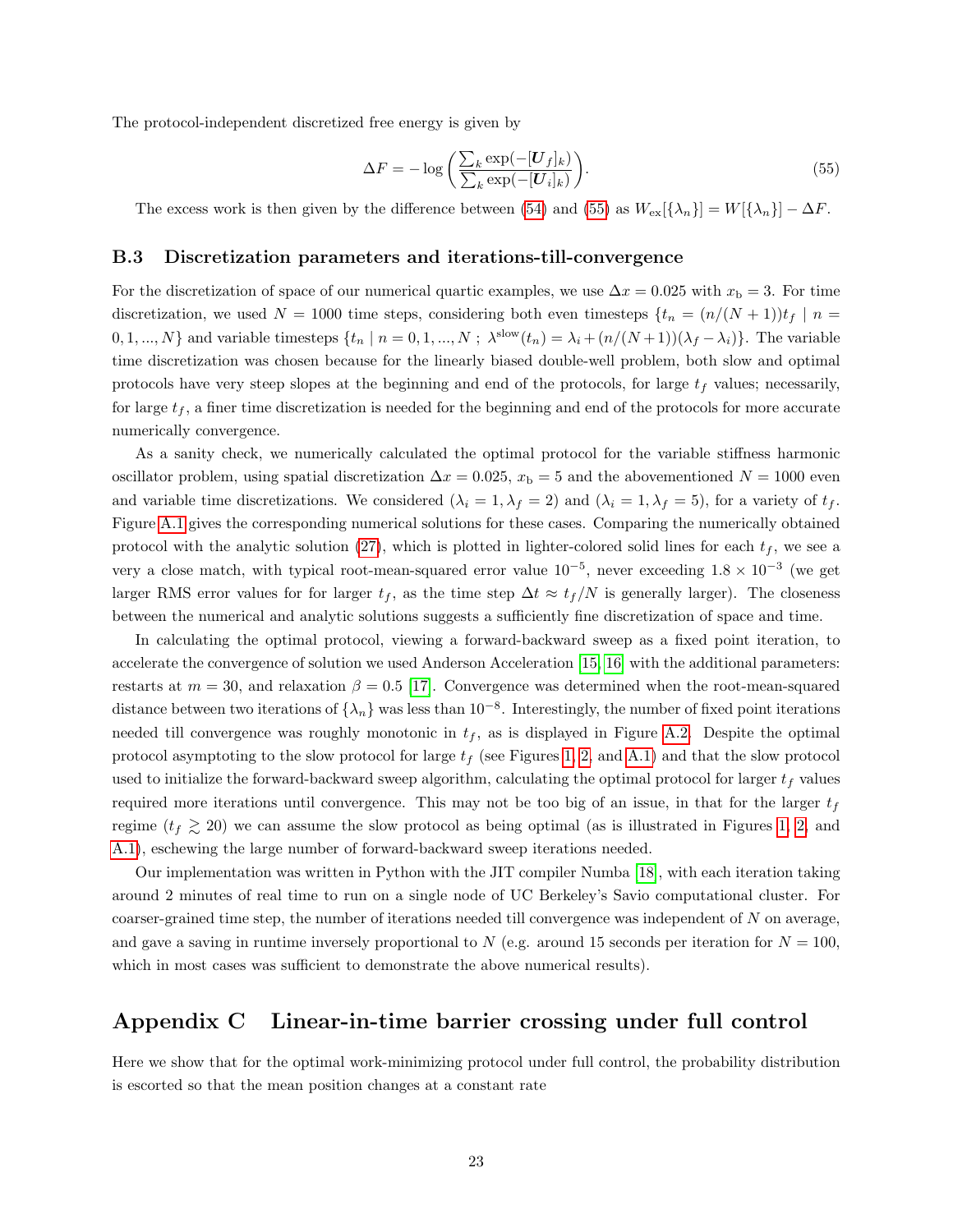The protocol-independent discretized free energy is given by

$$\Delta F = -\log\left(\frac{\sum_k \exp(-[\boldsymbol{U}_f]_k)}{\sum_k \exp(-[\boldsymbol{U}_i]_k)}\right). \tag{55}$$

The excess work is then given by the difference between (54) and (55) as $W_{\rm ex}[\{\lambda_n\}] = W[\{\lambda_n\}] - \Delta F$.

### B.3 Discretization parameters and iterations-till-convergence

For the discretization of space of our numerical quartic examples, we use $\Delta x = 0.025$ with $x_{\rm b} = 3$. For time discretization, we used $N = 1000$ time steps, considering both even timesteps $\{t_n = (n/(N+1))t_f \mid n = 0, 1, ..., N\}$ and variable timesteps $\{t_n \mid n = 0, 1, ..., N\ ;\ \lambda^{\rm slow}(t_n) = \lambda_i + (n/(N+1))(\lambda_f - \lambda_i)\}$. The variable time discretization was chosen because for the linearly biased double-well problem, both slow and optimal protocols have very steep slopes at the beginning and end of the protocols, for large $t_f$ values; necessarily, for large $t_f$, a finer time discretization is needed for the beginning and end of the protocols for more accurate numerically convergence.

As a sanity check, we numerically calculated the optimal protocol for the variable stiffness harmonic oscillator problem, using spatial discretization $\Delta x = 0.025$, $x_{\rm b} = 5$ and the abovementioned $N = 1000$ even and variable time discretizations. We considered $(\lambda_i = 1, \lambda_f = 2)$ and $(\lambda_i = 1, \lambda_f = 5)$, for a variety of $t_f$. Figure A.1 gives the corresponding numerical solutions for these cases. Comparing the numerically obtained protocol with the analytic solution (27), which is plotted in lighter-colored solid lines for each $t_f$, we see a very a close match, with typical root-mean-squared error value $10^{-5}$, never exceeding $1.8 \times 10^{-3}$ (we get larger RMS error values for for larger $t_f$, as the time step $\Delta t \approx t_f/N$ is generally larger). The closeness between the numerical and analytic solutions suggests a sufficiently fine discretization of space and time.

In calculating the optimal protocol, viewing a forward-backward sweep as a fixed point iteration, to accelerate the convergence of solution we used Anderson Acceleration [15, 16] with the additional parameters: restarts at $m = 30$, and relaxation $\beta = 0.5$ [17]. Convergence was determined when the root-mean-squared distance between two iterations of $\{\lambda_n\}$ was less than $10^{-8}$. Interestingly, the number of fixed point iterations needed till convergence was roughly monotonic in $t_f$, as is displayed in Figure A.2. Despite the optimal protocol asymptoting to the slow protocol for large $t_f$ (see Figures 1, 2, and A.1) and that the slow protocol used to initialize the forward-backward sweep algorithm, calculating the optimal protocol for larger $t_f$ values required more iterations until convergence. This may not be too big of an issue, in that for the larger $t_f$ regime ($t_f \gtrsim 20$) we can assume the slow protocol as being optimal (as is illustrated in Figures 1, 2, and A.1), eschewing the large number of forward-backward sweep iterations needed.

Our implementation was written in Python with the JIT compiler Numba [18], with each iteration taking around 2 minutes of real time to run on a single node of UC Berkeley's Savio computational cluster. For coarser-grained time step, the number of iterations needed till convergence was independent of $N$ on average, and gave a saving in runtime inversely proportional to $N$ (e.g. around 15 seconds per iteration for $N = 100$, which in most cases was sufficient to demonstrate the above numerical results).

# Appendix C Linear-in-time barrier crossing under full control

Here we show that for the optimal work-minimizing protocol under full control, the probability distribution is escorted so that the mean position changes at a constant rate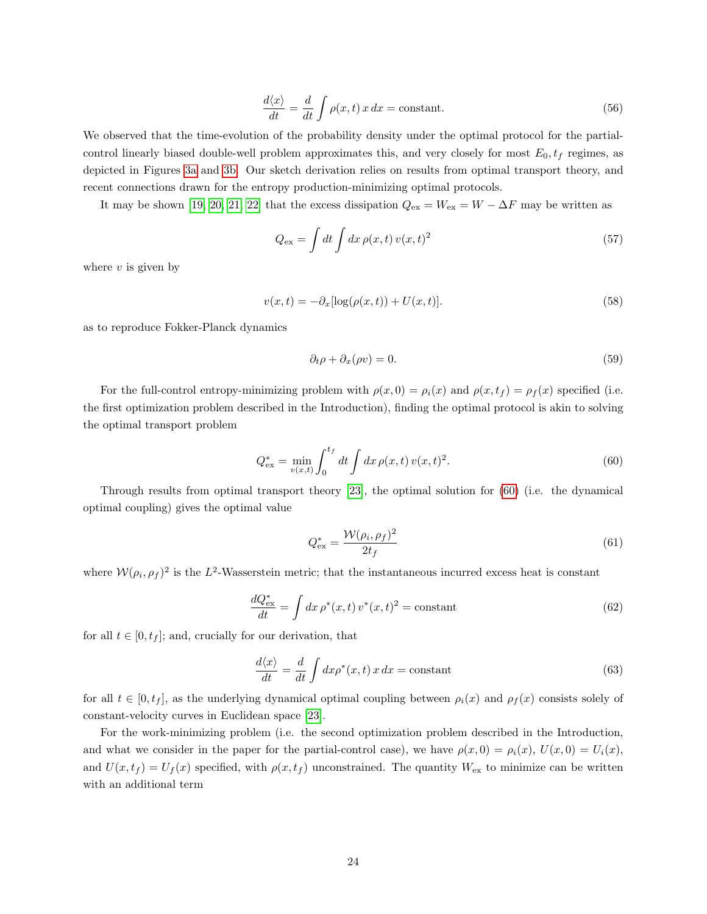$$\frac{d\langle x\rangle}{dt} = \frac{d}{dt}\int \rho(x,t)\, x\, dx = \text{constant}. \tag{56}$$

We observed that the time-evolution of the probability density under the optimal protocol for the partial-control linearly biased double-well problem approximates this, and very closely for most $E_0, t_f$ regimes, as depicted in Figures 3a and 3b. Our sketch derivation relies on results from optimal transport theory, and recent connections drawn for the entropy production-minimizing optimal protocols.

It may be shown [19, 20, 21, 22] that the excess dissipation $Q_{\text{ex}} = W_{\text{ex}} = W - \Delta F$ may be written as

$$Q_{\text{ex}} = \int dt \int dx\, \rho(x,t)\, v(x,t)^2 \tag{57}$$

where $v$ is given by

$$v(x,t) = -\partial_x[\log(\rho(x,t)) + U(x,t)]. \tag{58}$$

as to reproduce Fokker-Planck dynamics

$$\partial_t \rho + \partial_x(\rho v) = 0. \tag{59}$$

For the full-control entropy-minimizing problem with $\rho(x,0) = \rho_i(x)$ and $\rho(x,t_f) = \rho_f(x)$ specified (i.e. the first optimization problem described in the Introduction), finding the optimal protocol is akin to solving the optimal transport problem

$$Q^*_{\text{ex}} = \min_{v(x,t)} \int_0^{t_f} dt \int dx\, \rho(x,t)\, v(x,t)^2. \tag{60}$$

Through results from optimal transport theory [23], the optimal solution for (60) (i.e. the dynamical optimal coupling) gives the optimal value

$$Q^*_{\text{ex}} = \frac{\mathcal{W}(\rho_i,\rho_f)^2}{2t_f} \tag{61}$$

where $\mathcal{W}(\rho_i,\rho_f)^2$ is the $L^2$-Wasserstein metric; that the instantaneous incurred excess heat is constant

$$\frac{dQ^*_{\text{ex}}}{dt} = \int dx\, \rho^*(x,t)\, v^*(x,t)^2 = \text{constant} \tag{62}$$

for all $t \in [0,t_f]$; and, crucially for our derivation, that

$$\frac{d\langle x\rangle}{dt} = \frac{d}{dt}\int dx \rho^*(x,t)\, x\, dx = \text{constant} \tag{63}$$

for all $t \in [0,t_f]$, as the underlying dynamical optimal coupling between $\rho_i(x)$ and $\rho_f(x)$ consists solely of constant-velocity curves in Euclidean space [23].

For the work-minimizing problem (i.e. the second optimization problem described in the Introduction, and what we consider in the paper for the partial-control case), we have $\rho(x,0) = \rho_i(x)$, $U(x,0) = U_i(x)$, and $U(x,t_f) = U_f(x)$ specified, with $\rho(x,t_f)$ unconstrained. The quantity $W_{\text{ex}}$ to minimize can be written with an additional term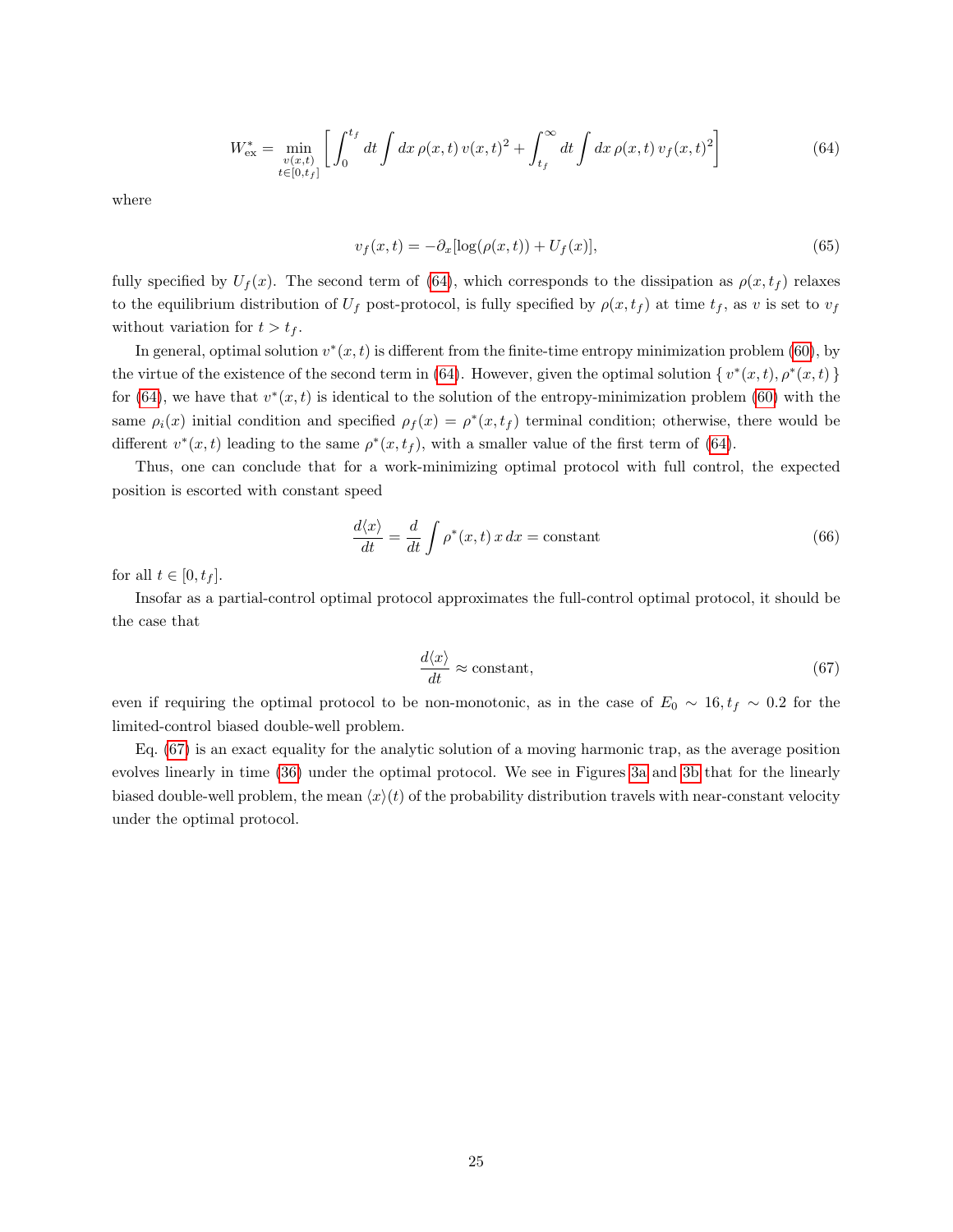$$W^*_{\text{ex}} = \min_{\substack{v(x,t)\\ t\in[0,t_f]}} \left[ \int_0^{t_f} dt \int dx\, \rho(x,t)\, v(x,t)^2 + \int_{t_f}^{\infty} dt \int dx\, \rho(x,t)\, v_f(x,t)^2 \right] \tag{64}$$

where

$$v_f(x,t) = -\partial_x[\log(\rho(x,t)) + U_f(x)], \tag{65}$$

fully specified by $U_f(x)$. The second term of (64), which corresponds to the dissipation as $\rho(x,t_f)$ relaxes to the equilibrium distribution of $U_f$ post-protocol, is fully specified by $\rho(x,t_f)$ at time $t_f$, as $v$ is set to $v_f$ without variation for $t > t_f$.

In general, optimal solution $v^*(x,t)$ is different from the finite-time entropy minimization problem (60), by the virtue of the existence of the second term in (64). However, given the optimal solution $\{\, v^*(x,t), \rho^*(x,t) \,\}$ for (64), we have that $v^*(x,t)$ is identical to the solution of the entropy-minimization problem (60) with the same $\rho_i(x)$ initial condition and specified $\rho_f(x) = \rho^*(x,t_f)$ terminal condition; otherwise, there would be different $v^*(x,t)$ leading to the same $\rho^*(x,t_f)$, with a smaller value of the first term of (64).

Thus, one can conclude that for a work-minimizing optimal protocol with full control, the expected position is escorted with constant speed

$$\frac{d\langle x\rangle}{dt} = \frac{d}{dt}\int \rho^*(x,t)\, x\, dx = \text{constant} \tag{66}$$

for all $t \in [0,t_f]$.

Insofar as a partial-control optimal protocol approximates the full-control optimal protocol, it should be the case that

$$\frac{d\langle x\rangle}{dt} \approx \text{constant}, \tag{67}$$

even if requiring the optimal protocol to be non-monotonic, as in the case of $E_0 \sim 16, t_f \sim 0.2$ for the limited-control biased double-well problem.

Eq. (67) is an exact equality for the analytic solution of a moving harmonic trap, as the average position evolves linearly in time (36) under the optimal protocol. We see in Figures 3a and 3b that for the linearly biased double-well problem, the mean $\langle x\rangle(t)$ of the probability distribution travels with near-constant velocity under the optimal protocol.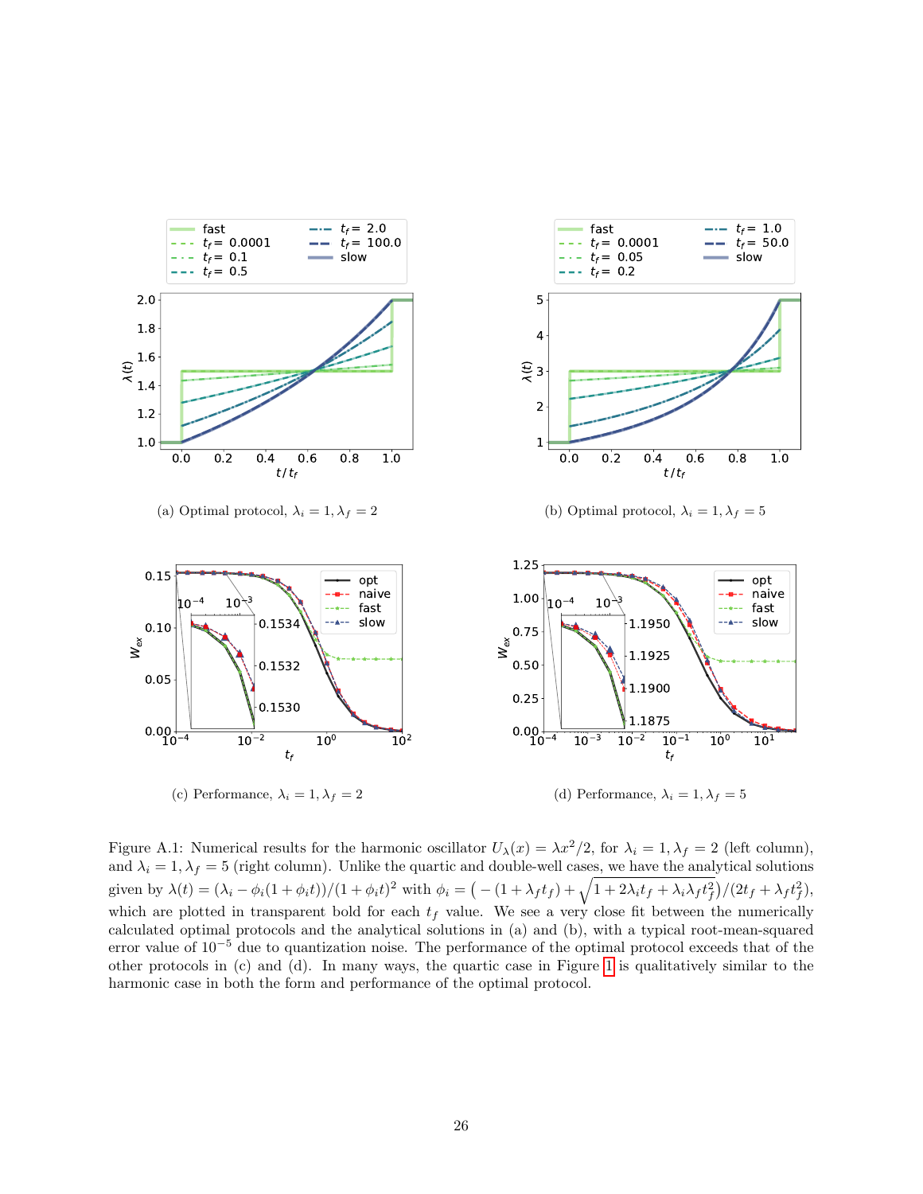(a) Optimal protocol, $\lambda_i = 1, \lambda_f = 2$

(b) Optimal protocol, $\lambda_i = 1, \lambda_f = 5$

(c) Performance, $\lambda_i = 1, \lambda_f = 2$

(d) Performance, $\lambda_i = 1, \lambda_f = 5$

Figure A.1: Numerical results for the harmonic oscillator $U_\lambda(x) = \lambda x^2/2$, for $\lambda_i = 1, \lambda_f = 2$ (left column), and $\lambda_i = 1, \lambda_f = 5$ (right column). Unlike the quartic and double-well cases, we have the analytical solutions given by $\lambda(t) = (\lambda_i - \phi_i(1 + \phi_i t))/(1 + \phi_i t)^2$ with $\phi_i = \left(-(1 + \lambda_f t_f) + \sqrt{1 + 2\lambda_i t_f + \lambda_i \lambda_f t_f^2}\right)/(2t_f + \lambda_f t_f^2)$, which are plotted in transparent bold for each $t_f$ value. We see a very close fit between the numerically calculated optimal protocols and the analytical solutions in (a) and (b), with a typical root-mean-squared error value of $10^{-5}$ due to quantization noise. The performance of the optimal protocol exceeds that of the other protocols in (c) and (d). In many ways, the quartic case in Figure 1 is qualitatively similar to the harmonic case in both the form and performance of the optimal protocol.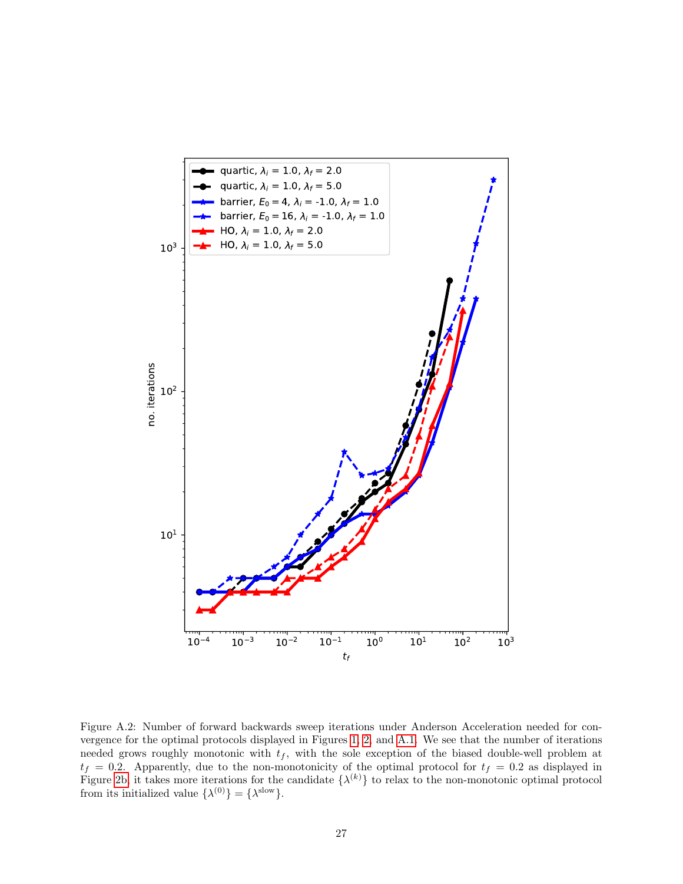Figure A.2: Number of forward backwards sweep iterations under Anderson Acceleration needed for convergence for the optimal protocols displayed in Figures 1, 2, and A.1. We see that the number of iterations needed grows roughly monotonic with $t_f$, with the sole exception of the biased double-well problem at $t_f = 0.2$. Apparently, due to the non-monotonicity of the optimal protocol for $t_f = 0.2$ as displayed in Figure 2b, it takes more iterations for the candidate $\{\lambda^{(k)}\}$ to relax to the non-monotonic optimal protocol from its initialized value $\{\lambda^{(0)}\} = \{\lambda^{\text{slow}}\}$.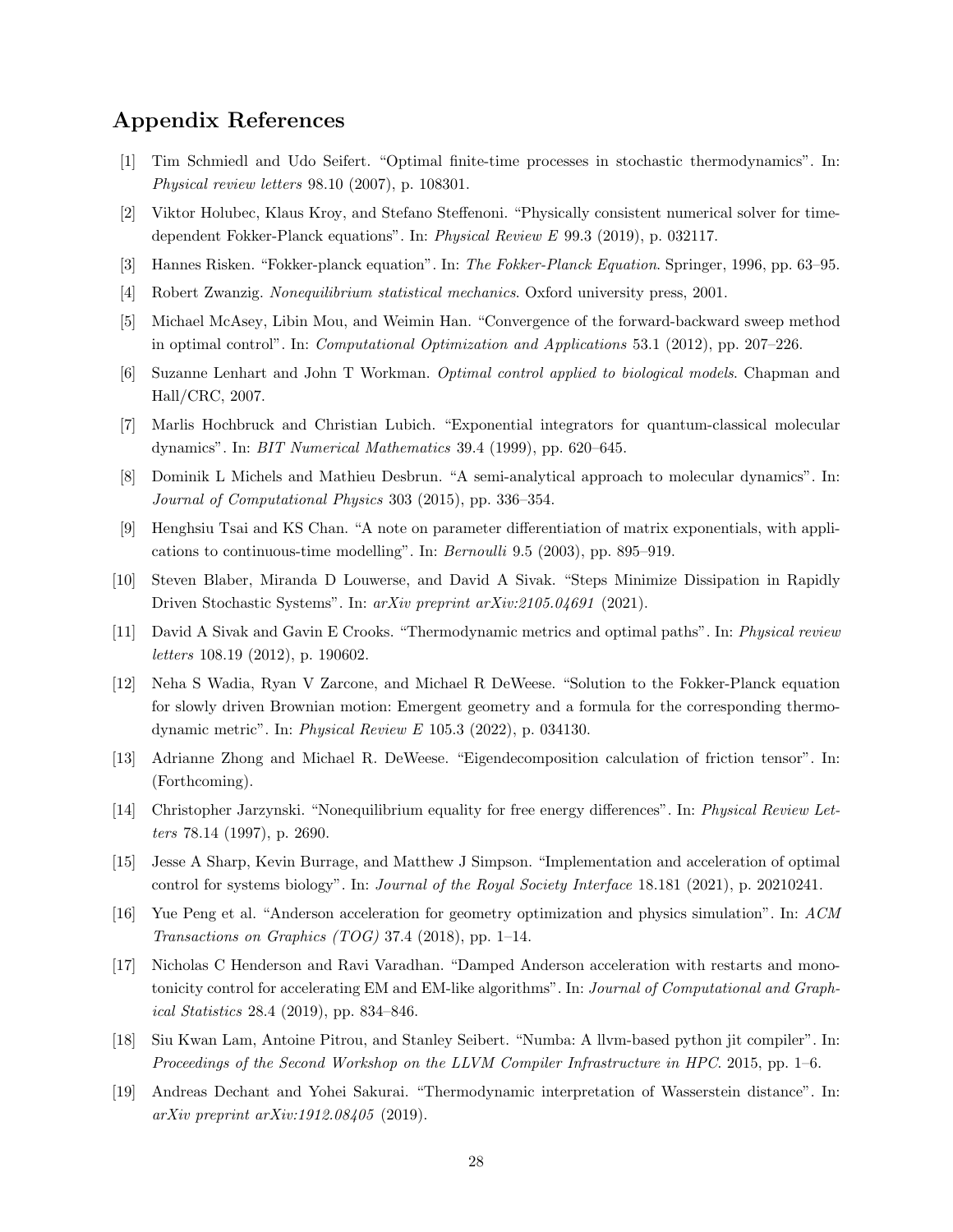## Appendix References

[1] Tim Schmiedl and Udo Seifert. "Optimal finite-time processes in stochastic thermodynamics". In: *Physical review letters* 98.10 (2007), p. 108301.

[2] Viktor Holubec, Klaus Kroy, and Stefano Steffenoni. "Physically consistent numerical solver for time-dependent Fokker-Planck equations". In: *Physical Review E* 99.3 (2019), p. 032117.

[3] Hannes Risken. "Fokker-planck equation". In: *The Fokker-Planck Equation*. Springer, 1996, pp. 63–95.

[4] Robert Zwanzig. *Nonequilibrium statistical mechanics*. Oxford university press, 2001.

[5] Michael McAsey, Libin Mou, and Weimin Han. "Convergence of the forward-backward sweep method in optimal control". In: *Computational Optimization and Applications* 53.1 (2012), pp. 207–226.

[6] Suzanne Lenhart and John T Workman. *Optimal control applied to biological models*. Chapman and Hall/CRC, 2007.

[7] Marlis Hochbruck and Christian Lubich. "Exponential integrators for quantum-classical molecular dynamics". In: *BIT Numerical Mathematics* 39.4 (1999), pp. 620–645.

[8] Dominik L Michels and Mathieu Desbrun. "A semi-analytical approach to molecular dynamics". In: *Journal of Computational Physics* 303 (2015), pp. 336–354.

[9] Henghsiu Tsai and KS Chan. "A note on parameter differentiation of matrix exponentials, with applications to continuous-time modelling". In: *Bernoulli* 9.5 (2003), pp. 895–919.

[10] Steven Blaber, Miranda D Louwerse, and David A Sivak. "Steps Minimize Dissipation in Rapidly Driven Stochastic Systems". In: *arXiv preprint arXiv:2105.04691* (2021).

[11] David A Sivak and Gavin E Crooks. "Thermodynamic metrics and optimal paths". In: *Physical review letters* 108.19 (2012), p. 190602.

[12] Neha S Wadia, Ryan V Zarcone, and Michael R DeWeese. "Solution to the Fokker-Planck equation for slowly driven Brownian motion: Emergent geometry and a formula for the corresponding thermodynamic metric". In: *Physical Review E* 105.3 (2022), p. 034130.

[13] Adrianne Zhong and Michael R. DeWeese. "Eigendecomposition calculation of friction tensor". In: (Forthcoming).

[14] Christopher Jarzynski. "Nonequilibrium equality for free energy differences". In: *Physical Review Letters* 78.14 (1997), p. 2690.

[15] Jesse A Sharp, Kevin Burrage, and Matthew J Simpson. "Implementation and acceleration of optimal control for systems biology". In: *Journal of the Royal Society Interface* 18.181 (2021), p. 20210241.

[16] Yue Peng et al. "Anderson acceleration for geometry optimization and physics simulation". In: *ACM Transactions on Graphics (TOG)* 37.4 (2018), pp. 1–14.

[17] Nicholas C Henderson and Ravi Varadhan. "Damped Anderson acceleration with restarts and monotonicity control for accelerating EM and EM-like algorithms". In: *Journal of Computational and Graphical Statistics* 28.4 (2019), pp. 834–846.

[18] Siu Kwan Lam, Antoine Pitrou, and Stanley Seibert. "Numba: A llvm-based python jit compiler". In: *Proceedings of the Second Workshop on the LLVM Compiler Infrastructure in HPC*. 2015, pp. 1–6.

[19] Andreas Dechant and Yohei Sakurai. "Thermodynamic interpretation of Wasserstein distance". In: *arXiv preprint arXiv:1912.08405* (2019).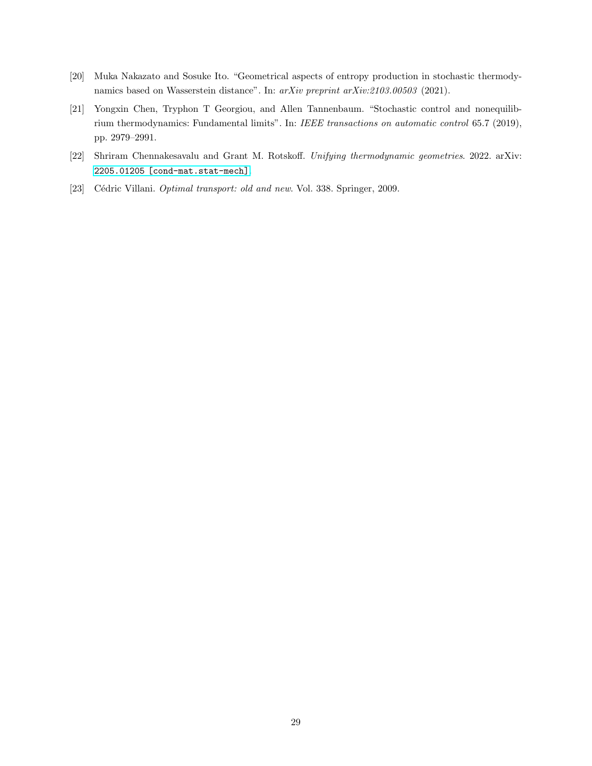[20] Muka Nakazato and Sosuke Ito. "Geometrical aspects of entropy production in stochastic thermodynamics based on Wasserstein distance". In: *arXiv preprint arXiv:2103.00503* (2021).

[21] Yongxin Chen, Tryphon T Georgiou, and Allen Tannenbaum. "Stochastic control and nonequilibrium thermodynamics: Fundamental limits". In: *IEEE transactions on automatic control* 65.7 (2019), pp. 2979–2991.

[22] Shriram Chennakesavalu and Grant M. Rotskoff. *Unifying thermodynamic geometries*. 2022. arXiv: `2205.01205 [cond-mat.stat-mech]`.

[23] Cédric Villani. *Optimal transport: old and new*. Vol. 338. Springer, 2009.